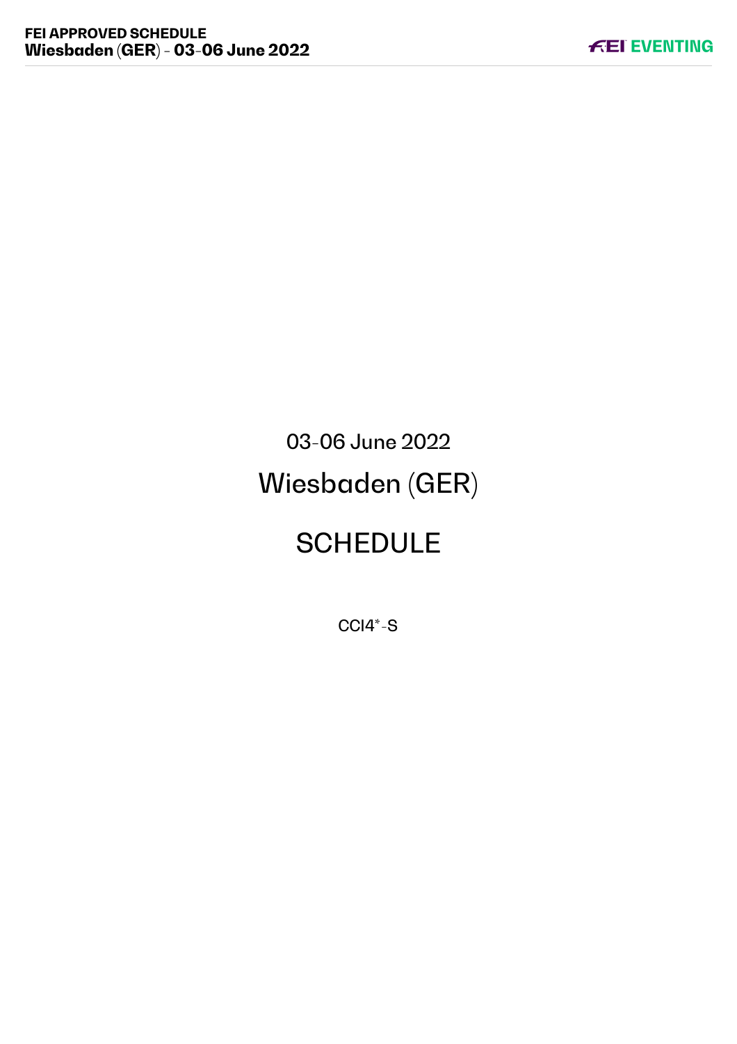03-06 June 2022

# Wiesbaden (GER)

# SCHEDULE

CCI4*-S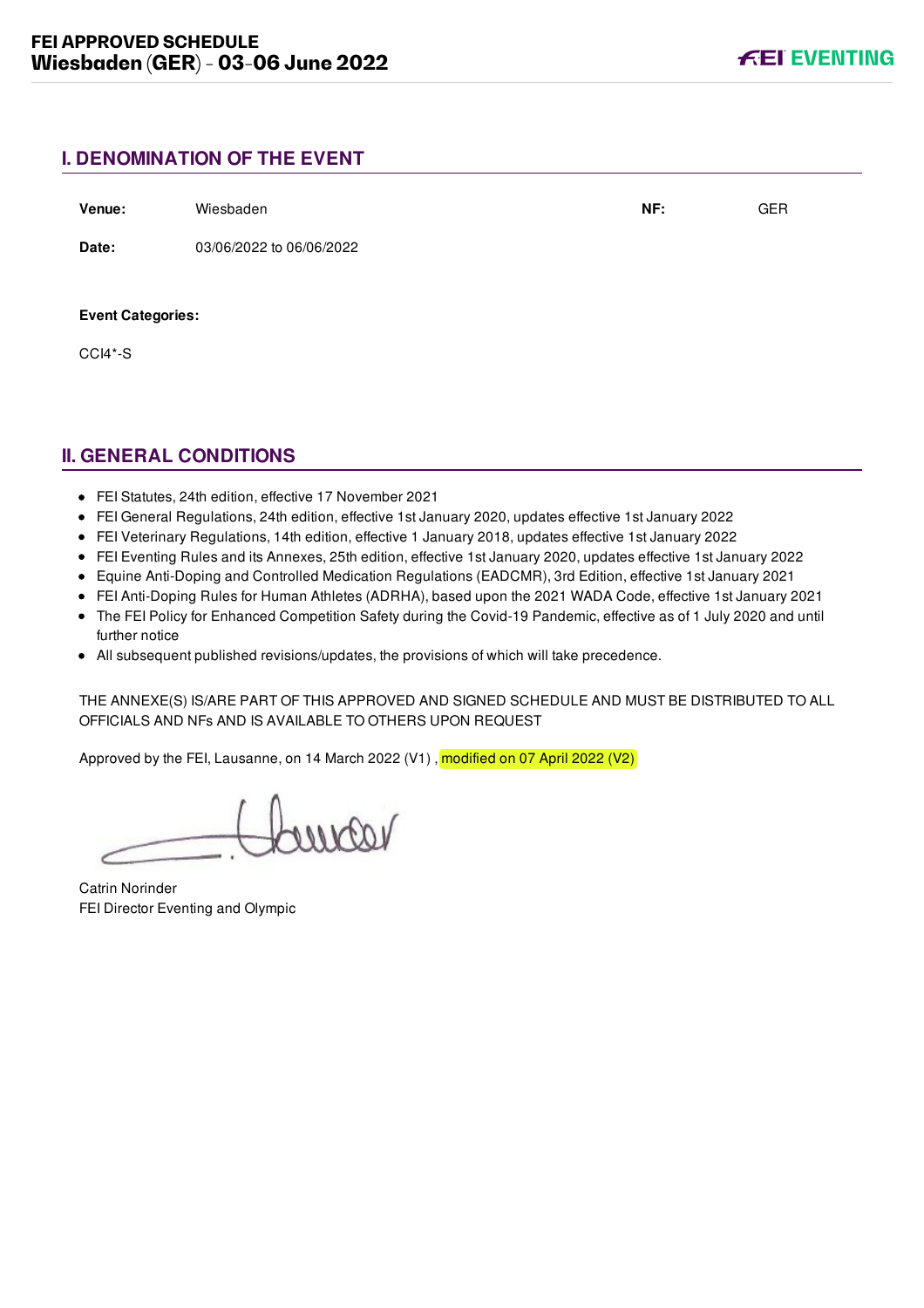## I. DENOMINATION OF THE EVENT

**Venue:** Wiesbaden **NF:** GER

**Date:** 03/06/2022 to 06/06/2022

**Event Categories:**

CCI4*-S

## II. GENERAL CONDITIONS

- FEI Statutes, 24th edition, effective 17 November 2021
- FEI General Regulations, 24th edition, effective 1st January 2020, updates effective 1st January 2022
- FEI Veterinary Regulations, 14th edition, effective 1 January 2018, updates effective 1st January 2022
- FEI Eventing Rules and its Annexes, 25th edition, effective 1st January 2020, updates effective 1st January 2022
- Equine Anti-Doping and Controlled Medication Regulations (EADCMR), 3rd Edition, effective 1st January 2021
- FEI Anti-Doping Rules for Human Athletes (ADRHA), based upon the 2021 WADA Code, effective 1st January 2021
- The FEI Policy for Enhanced Competition Safety during the Covid-19 Pandemic, effective as of 1 July 2020 and until further notice
- All subsequent published revisions/updates, the provisions of which will take precedence.

THE ANNEXE(S) IS/ARE PART OF THIS APPROVED AND SIGNED SCHEDULE AND MUST BE DISTRIBUTED TO ALL OFFICIALS AND NFs AND IS AVAILABLE TO OTHERS UPON REQUEST

Approved by the FEI, Lausanne, on 14 March 2022 (V1) , modified on 07 April 2022 (V2)

Catrin Norinder
FEI Director Eventing and Olympic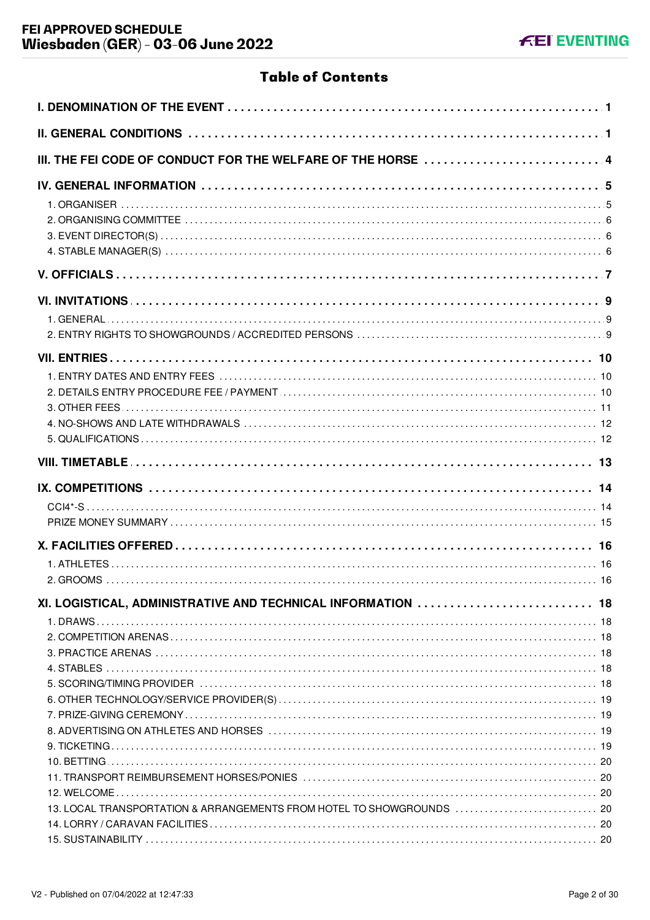# Table of Contents

**I. DENOMINATION OF THE EVENT** ..... 1

**II. GENERAL CONDITIONS** ..... 1

**III. THE FEI CODE OF CONDUCT FOR THE WELFARE OF THE HORSE** ..... 4

**IV. GENERAL INFORMATION** ..... 5

- 1. ORGANISER ..... 5
- 2. ORGANISING COMMITTEE ..... 6
- 3. EVENT DIRECTOR(S) ..... 6
- 4. STABLE MANAGER(S) ..... 6

**V. OFFICIALS** ..... 7

**VI. INVITATIONS** ..... 9

- 1. GENERAL ..... 9
- 2. ENTRY RIGHTS TO SHOWGROUNDS / ACCREDITED PERSONS ..... 9

**VII. ENTRIES** ..... 10

- 1. ENTRY DATES AND ENTRY FEES ..... 10
- 2. DETAILS ENTRY PROCEDURE FEE / PAYMENT ..... 10
- 3. OTHER FEES ..... 11
- 4. NO-SHOWS AND LATE WITHDRAWALS ..... 12
- 5. QUALIFICATIONS ..... 12

**VIII. TIMETABLE** ..... 13

**IX. COMPETITIONS** ..... 14

- CCI4*-S ..... 14
- PRIZE MONEY SUMMARY ..... 15

**X. FACILITIES OFFERED** ..... 16

- 1. ATHLETES ..... 16
- 2. GROOMS ..... 16

**XI. LOGISTICAL, ADMINISTRATIVE AND TECHNICAL INFORMATION** ..... 18

- 1. DRAWS ..... 18
- 2. COMPETITION ARENAS ..... 18
- 3. PRACTICE ARENAS ..... 18
- 4. STABLES ..... 18
- 5. SCORING/TIMING PROVIDER ..... 18
- 6. OTHER TECHNOLOGY/SERVICE PROVIDER(S) ..... 19
- 7. PRIZE-GIVING CEREMONY ..... 19
- 8. ADVERTISING ON ATHLETES AND HORSES ..... 19
- 9. TICKETING ..... 19
- 10. BETTING ..... 20
- 11. TRANSPORT REIMBURSEMENT HORSES/PONIES ..... 20
- 12. WELCOME ..... 20
- 13. LOCAL TRANSPORTATION & ARRANGEMENTS FROM HOTEL TO SHOWGROUNDS ..... 20
- 14. LORRY / CARAVAN FACILITIES ..... 20
- 15. SUSTAINABILITY ..... 20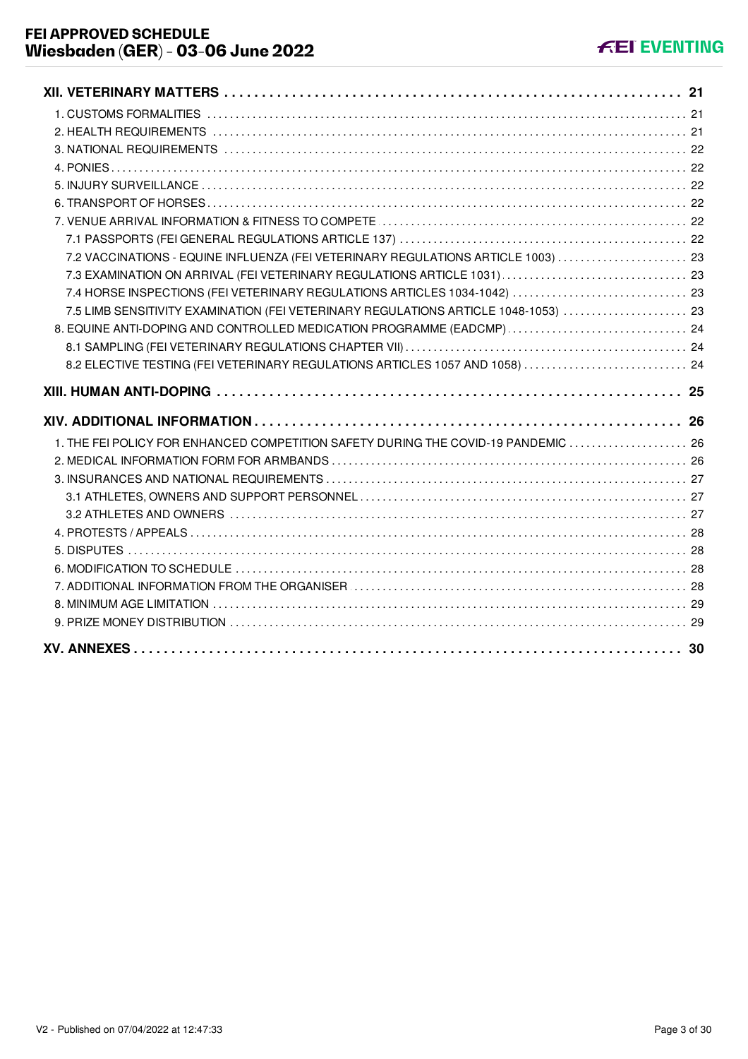| | |
|---|---|
| **XII. VETERINARY MATTERS** | **21** |
| 1. CUSTOMS FORMALITIES | 21 |
| 2. HEALTH REQUIREMENTS | 21 |
| 3. NATIONAL REQUIREMENTS | 22 |
| 4. PONIES | 22 |
| 5. INJURY SURVEILLANCE | 22 |
| 6. TRANSPORT OF HORSES | 22 |
| 7. VENUE ARRIVAL INFORMATION & FITNESS TO COMPETE | 22 |
| 7.1 PASSPORTS (FEI GENERAL REGULATIONS ARTICLE 137) | 22 |
| 7.2 VACCINATIONS - EQUINE INFLUENZA (FEI VETERINARY REGULATIONS ARTICLE 1003) | 23 |
| 7.3 EXAMINATION ON ARRIVAL (FEI VETERINARY REGULATIONS ARTICLE 1031) | 23 |
| 7.4 HORSE INSPECTIONS (FEI VETERINARY REGULATIONS ARTICLES 1034-1042) | 23 |
| 7.5 LIMB SENSITIVITY EXAMINATION (FEI VETERINARY REGULATIONS ARTICLE 1048-1053) | 23 |
| 8. EQUINE ANTI-DOPING AND CONTROLLED MEDICATION PROGRAMME (EADCMP) | 24 |
| 8.1 SAMPLING (FEI VETERINARY REGULATIONS CHAPTER VII) | 24 |
| 8.2 ELECTIVE TESTING (FEI VETERINARY REGULATIONS ARTICLES 1057 AND 1058) | 24 |
| **XIII. HUMAN ANTI-DOPING** | **25** |
| **XIV. ADDITIONAL INFORMATION** | **26** |
| 1. THE FEI POLICY FOR ENHANCED COMPETITION SAFETY DURING THE COVID-19 PANDEMIC | 26 |
| 2. MEDICAL INFORMATION FORM FOR ARMBANDS | 26 |
| 3. INSURANCES AND NATIONAL REQUIREMENTS | 27 |
| 3.1 ATHLETES, OWNERS AND SUPPORT PERSONNEL | 27 |
| 3.2 ATHLETES AND OWNERS | 27 |
| 4. PROTESTS / APPEALS | 28 |
| 5. DISPUTES | 28 |
| 6. MODIFICATION TO SCHEDULE | 28 |
| 7. ADDITIONAL INFORMATION FROM THE ORGANISER | 28 |
| 8. MINIMUM AGE LIMITATION | 29 |
| 9. PRIZE MONEY DISTRIBUTION | 29 |
| **XV. ANNEXES** | **30** |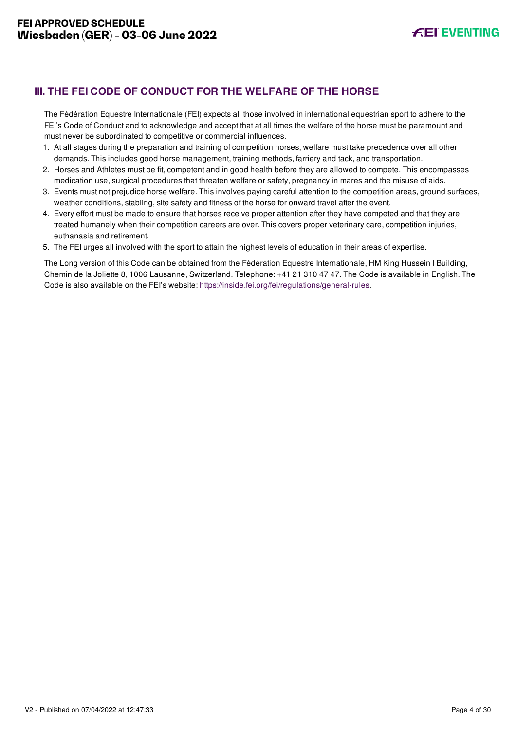## III. THE FEI CODE OF CONDUCT FOR THE WELFARE OF THE HORSE

The Fédération Equestre Internationale (FEI) expects all those involved in international equestrian sport to adhere to the FEI's Code of Conduct and to acknowledge and accept that at all times the welfare of the horse must be paramount and must never be subordinated to competitive or commercial influences.

1. At all stages during the preparation and training of competition horses, welfare must take precedence over all other demands. This includes good horse management, training methods, farriery and tack, and transportation.
2. Horses and Athletes must be fit, competent and in good health before they are allowed to compete. This encompasses medication use, surgical procedures that threaten welfare or safety, pregnancy in mares and the misuse of aids.
3. Events must not prejudice horse welfare. This involves paying careful attention to the competition areas, ground surfaces, weather conditions, stabling, site safety and fitness of the horse for onward travel after the event.
4. Every effort must be made to ensure that horses receive proper attention after they have competed and that they are treated humanely when their competition careers are over. This covers proper veterinary care, competition injuries, euthanasia and retirement.
5. The FEI urges all involved with the sport to attain the highest levels of education in their areas of expertise.

The Long version of this Code can be obtained from the Fédération Equestre Internationale, HM King Hussein I Building, Chemin de la Joliette 8, 1006 Lausanne, Switzerland. Telephone: +41 21 310 47 47. The Code is available in English. The Code is also available on the FEI's website: https://inside.fei.org/fei/regulations/general-rules.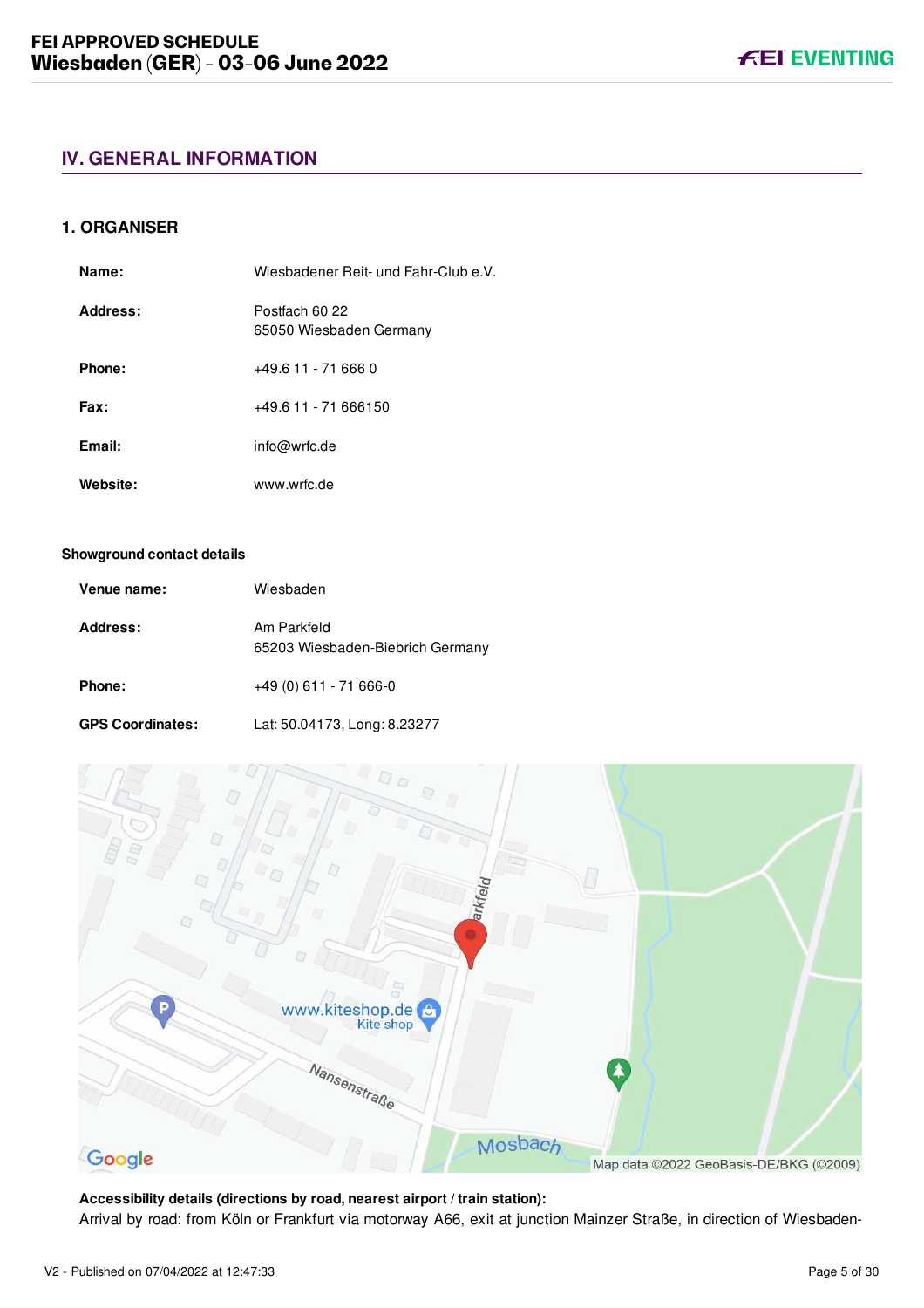## IV. GENERAL INFORMATION

### 1. ORGANISER

| | |
|---|---|
| **Name:** | Wiesbadener Reit- und Fahr-Club e.V. |
| **Address:** | Postfach 60 22<br>65050 Wiesbaden Germany |
| **Phone:** | +49.6 11 - 71 666 0 |
| **Fax:** | +49.6 11 - 71 666150 |
| **Email:** | info@wrfc.de |
| **Website:** | www.wrfc.de |

#### Showground contact details

| | |
|---|---|
| **Venue name:** | Wiesbaden |
| **Address:** | Am Parkfeld<br>65203 Wiesbaden-Biebrich Germany |
| **Phone:** | +49 (0) 611 - 71 666-0 |
| **GPS Coordinates:** | Lat: 50.04173, Long: 8.23277 |

**Accessibility details (directions by road, nearest airport / train station):**
Arrival by road: from Köln or Frankfurt via motorway A66, exit at junction Mainzer Straße, in direction of Wiesbaden-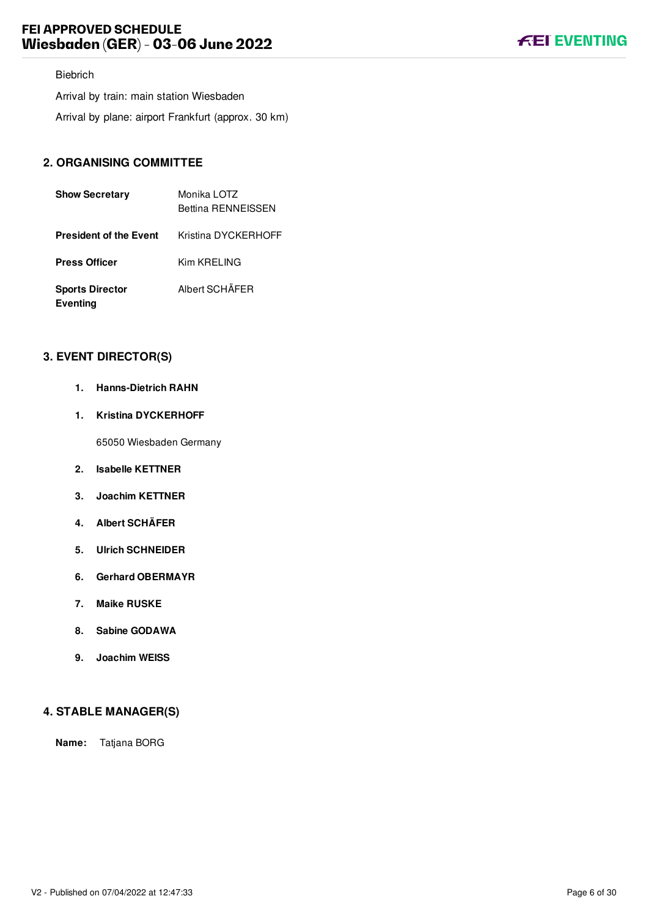Biebrich

Arrival by train: main station Wiesbaden

Arrival by plane: airport Frankfurt (approx. 30 km)

## 2. ORGANISING COMMITTEE

| | |
|---|---|
| **Show Secretary** | Monika LOTZ<br>Bettina RENNEISSEN |
| **President of the Event** | Kristina DYCKERHOFF |
| **Press Officer** | Kim KRELING |
| **Sports Director Eventing** | Albert SCHÄFER |

## 3. EVENT DIRECTOR(S)

1. **Hanns-Dietrich RAHN**

1. **Kristina DYCKERHOFF**

   65050 Wiesbaden Germany

2. **Isabelle KETTNER**

3. **Joachim KETTNER**

4. **Albert SCHÄFER**

5. **Ulrich SCHNEIDER**

6. **Gerhard OBERMAYR**

7. **Maike RUSKE**

8. **Sabine GODAWA**

9. **Joachim WEISS**

## 4. STABLE MANAGER(S)

**Name:** Tatjana BORG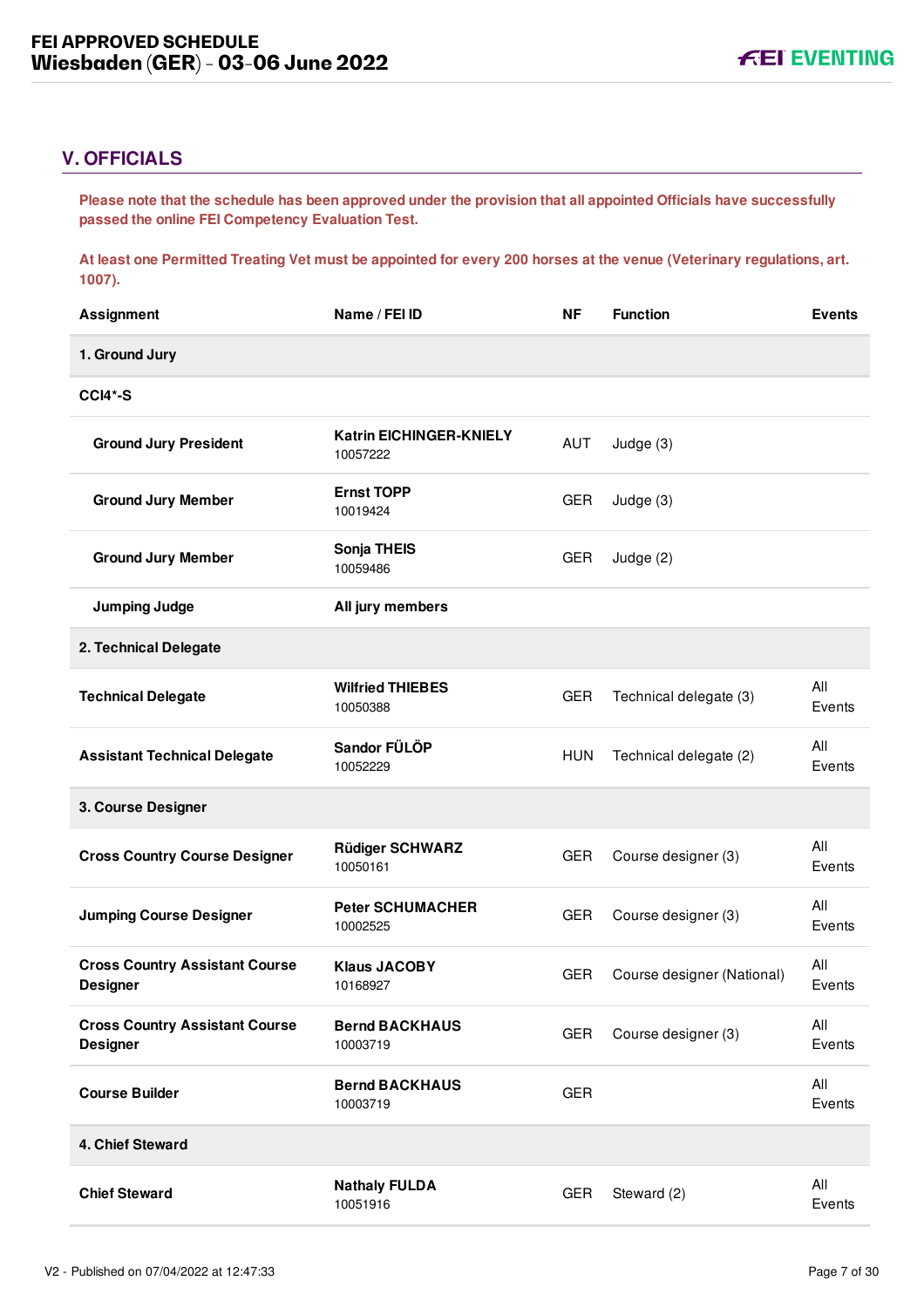## V. OFFICIALS

**Please note that the schedule has been approved under the provision that all appointed Officials have successfully passed the online FEI Competency Evaluation Test.**

**At least one Permitted Treating Vet must be appointed for every 200 horses at the venue (Veterinary regulations, art. 1007).**

| Assignment | Name / FEI ID | NF | Function | Events |
|---|---|---|---|---|
| **1. Ground Jury** | | | | |
| **CCI4*-S** | | | | |
| **Ground Jury President** | **Katrin EICHINGER-KNIELY** 10057222 | AUT | Judge (3) | |
| **Ground Jury Member** | **Ernst TOPP** 10019424 | GER | Judge (3) | |
| **Ground Jury Member** | **Sonja THEIS** 10059486 | GER | Judge (2) | |
| **Jumping Judge** | **All jury members** | | | |
| **2. Technical Delegate** | | | | |
| **Technical Delegate** | **Wilfried THIEBES** 10050388 | GER | Technical delegate (3) | All Events |
| **Assistant Technical Delegate** | **Sandor FÜLÖP** 10052229 | HUN | Technical delegate (2) | All Events |
| **3. Course Designer** | | | | |
| **Cross Country Course Designer** | **Rüdiger SCHWARZ** 10050161 | GER | Course designer (3) | All Events |
| **Jumping Course Designer** | **Peter SCHUMACHER** 10002525 | GER | Course designer (3) | All Events |
| **Cross Country Assistant Course Designer** | **Klaus JACOBY** 10168927 | GER | Course designer (National) | All Events |
| **Cross Country Assistant Course Designer** | **Bernd BACKHAUS** 10003719 | GER | Course designer (3) | All Events |
| **Course Builder** | **Bernd BACKHAUS** 10003719 | GER | | All Events |
| **4. Chief Steward** | | | | |
| **Chief Steward** | **Nathaly FULDA** 10051916 | GER | Steward (2) | All Events |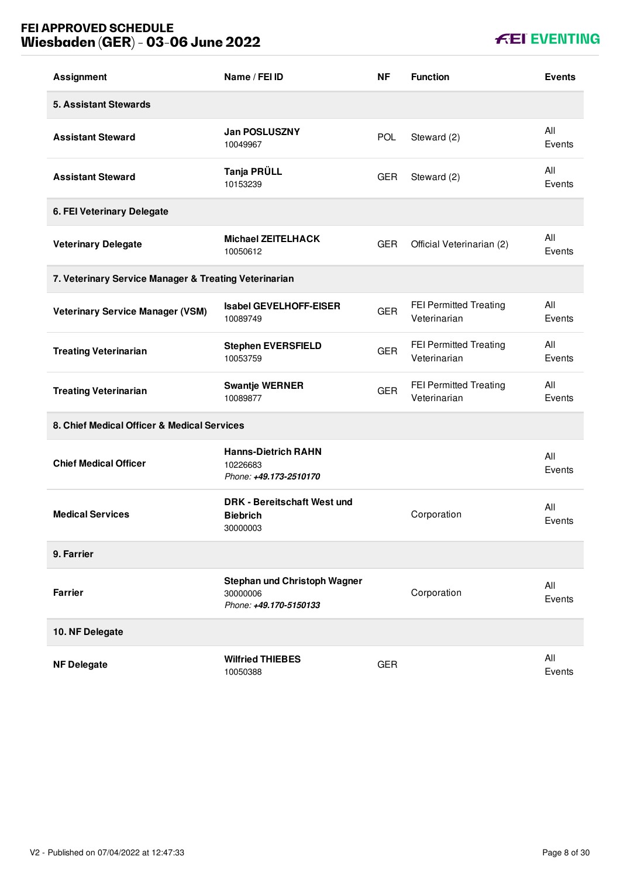| Assignment | Name / FEI ID | NF | Function | Events |
|---|---|---|---|---|
| **5. Assistant Stewards** | | | | |
| **Assistant Steward** | **Jan POSLUSZNY** 10049967 | POL | Steward (2) | All Events |
| **Assistant Steward** | **Tanja PRÜLL** 10153239 | GER | Steward (2) | All Events |
| **6. FEI Veterinary Delegate** | | | | |
| **Veterinary Delegate** | **Michael ZEITELHACK** 10050612 | GER | Official Veterinarian (2) | All Events |
| **7. Veterinary Service Manager & Treating Veterinarian** | | | | |
| **Veterinary Service Manager (VSM)** | **Isabel GEVELHOFF-EISER** 10089749 | GER | FEI Permitted Treating Veterinarian | All Events |
| **Treating Veterinarian** | **Stephen EVERSFIELD** 10053759 | GER | FEI Permitted Treating Veterinarian | All Events |
| **Treating Veterinarian** | **Swantje WERNER** 10089877 | GER | FEI Permitted Treating Veterinarian | All Events |
| **8. Chief Medical Officer & Medical Services** | | | | |
| **Chief Medical Officer** | **Hanns-Dietrich RAHN** 10226683 *Phone: **+49.173-2510170*** | | | All Events |
| **Medical Services** | **DRK - Bereitschaft West und Biebrich** 30000003 | | Corporation | All Events |
| **9. Farrier** | | | | |
| **Farrier** | **Stephan und Christoph Wagner** 30000006 *Phone: **+49.170-5150133*** | | Corporation | All Events |
| **10. NF Delegate** | | | | |
| **NF Delegate** | **Wilfried THIEBES** 10050388 | GER | | All Events |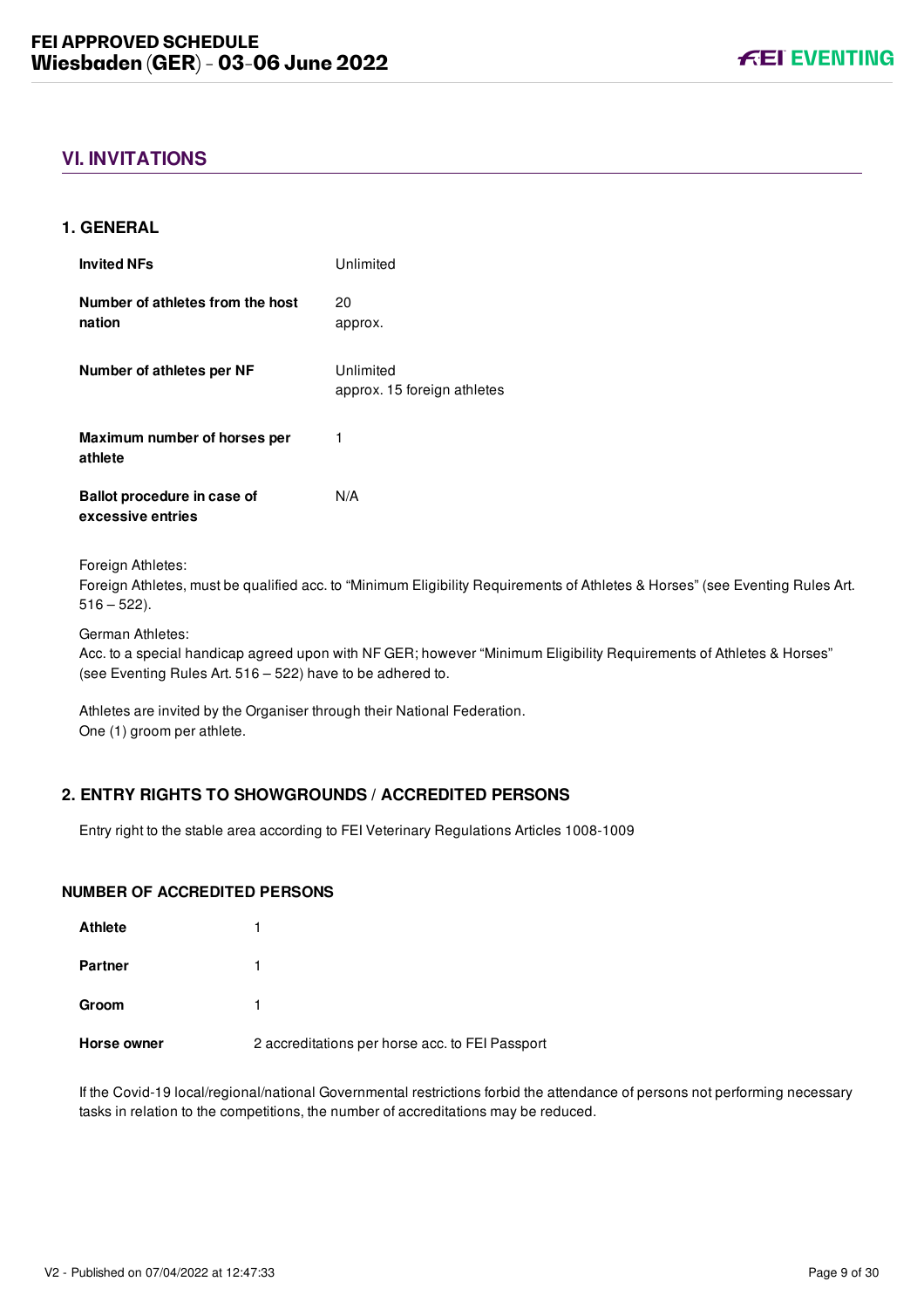## VI. INVITATIONS

### 1. GENERAL

| | |
|---|---|
| **Invited NFs** | Unlimited |
| **Number of athletes from the host nation** | 20<br>approx. |
| **Number of athletes per NF** | Unlimited<br>approx. 15 foreign athletes |
| **Maximum number of horses per athlete** | 1 |
| **Ballot procedure in case of excessive entries** | N/A |

Foreign Athletes:
Foreign Athletes, must be qualified acc. to "Minimum Eligibility Requirements of Athletes & Horses" (see Eventing Rules Art. 516 – 522).

German Athletes:
Acc. to a special handicap agreed upon with NF GER; however "Minimum Eligibility Requirements of Athletes & Horses" (see Eventing Rules Art. 516 – 522) have to be adhered to.

Athletes are invited by the Organiser through their National Federation.
One (1) groom per athlete.

### 2. ENTRY RIGHTS TO SHOWGROUNDS / ACCREDITED PERSONS

Entry right to the stable area according to FEI Veterinary Regulations Articles 1008-1009

#### NUMBER OF ACCREDITED PERSONS

| | |
|---|---|
| **Athlete** | 1 |
| **Partner** | 1 |
| **Groom** | 1 |
| **Horse owner** | 2 accreditations per horse acc. to FEI Passport |

If the Covid-19 local/regional/national Governmental restrictions forbid the attendance of persons not performing necessary tasks in relation to the competitions, the number of accreditations may be reduced.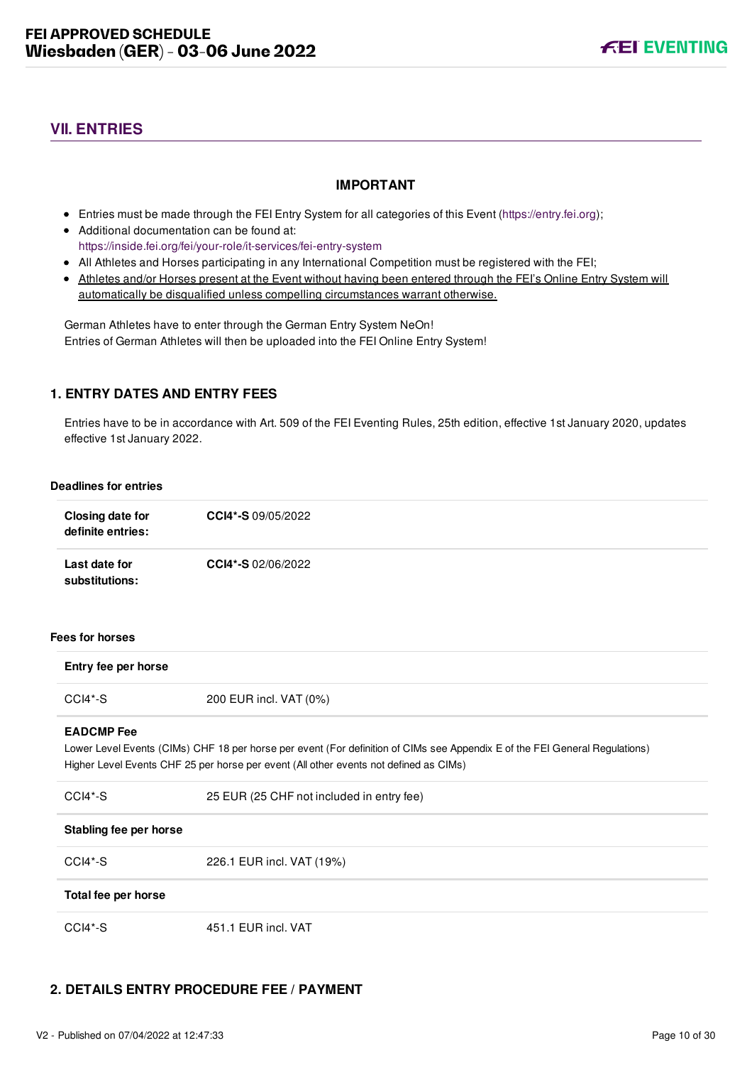## VII. ENTRIES

**IMPORTANT**

- Entries must be made through the FEI Entry System for all categories of this Event (https://entry.fei.org);
- Additional documentation can be found at: https://inside.fei.org/fei/your-role/it-services/fei-entry-system
- All Athletes and Horses participating in any International Competition must be registered with the FEI;
- Athletes and/or Horses present at the Event without having been entered through the FEI's Online Entry System will automatically be disqualified unless compelling circumstances warrant otherwise.

German Athletes have to enter through the German Entry System NeOn!
Entries of German Athletes will then be uploaded into the FEI Online Entry System!

### 1. ENTRY DATES AND ENTRY FEES

Entries have to be in accordance with Art. 509 of the FEI Eventing Rules, 25th edition, effective 1st January 2020, updates effective 1st January 2022.

**Deadlines for entries**

| | |
|---|---|
| **Closing date for definite entries:** | **CCI4*-S** 09/05/2022 |
| **Last date for substitutions:** | **CCI4*-S** 02/06/2022 |

**Fees for horses**

| **Entry fee per horse** | |
|---|---|
| CCI4*-S | 200 EUR incl. VAT (0%) |

**EADCMP Fee**
Lower Level Events (CIMs) CHF 18 per horse per event (For definition of CIMs see Appendix E of the FEI General Regulations)
Higher Level Events CHF 25 per horse per event (All other events not defined as CIMs)

| | |
|---|---|
| CCI4*-S | 25 EUR (25 CHF not included in entry fee) |

| **Stabling fee per horse** | |
|---|---|
| CCI4*-S | 226.1 EUR incl. VAT (19%) |

| **Total fee per horse** | |
|---|---|
| CCI4*-S | 451.1 EUR incl. VAT |

### 2. DETAILS ENTRY PROCEDURE FEE / PAYMENT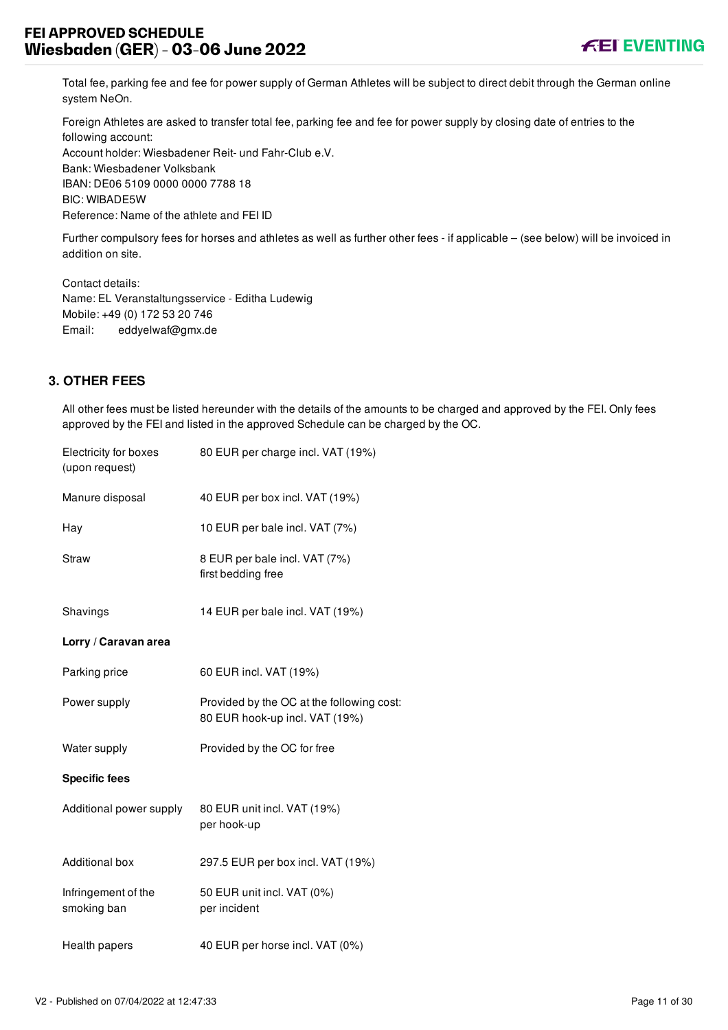Total fee, parking fee and fee for power supply of German Athletes will be subject to direct debit through the German online system NeOn.

Foreign Athletes are asked to transfer total fee, parking fee and fee for power supply by closing date of entries to the following account:
Account holder: Wiesbadener Reit- und Fahr-Club e.V.
Bank: Wiesbadener Volksbank
IBAN: DE06 5109 0000 0000 7788 18
BIC: WIBADE5W
Reference: Name of the athlete and FEI ID

Further compulsory fees for horses and athletes as well as further other fees - if applicable – (see below) will be invoiced in addition on site.

Contact details:
Name: EL Veranstaltungsservice - Editha Ludewig
Mobile: +49 (0) 172 53 20 746
Email: eddyelwaf@gmx.de

## 3. OTHER FEES

All other fees must be listed hereunder with the details of the amounts to be charged and approved by the FEI. Only fees approved by the FEI and listed in the approved Schedule can be charged by the OC.

| | |
|---|---|
| Electricity for boxes (upon request) | 80 EUR per charge incl. VAT (19%) |
| Manure disposal | 40 EUR per box incl. VAT (19%) |
| Hay | 10 EUR per bale incl. VAT (7%) |
| Straw | 8 EUR per bale incl. VAT (7%)<br>first bedding free |
| Shavings | 14 EUR per bale incl. VAT (19%) |

**Lorry / Caravan area**

| | |
|---|---|
| Parking price | 60 EUR incl. VAT (19%) |
| Power supply | Provided by the OC at the following cost:<br>80 EUR hook-up incl. VAT (19%) |
| Water supply | Provided by the OC for free |

**Specific fees**

| | |
|---|---|
| Additional power supply | 80 EUR unit incl. VAT (19%)<br>per hook-up |
| Additional box | 297.5 EUR per box incl. VAT (19%) |
| Infringement of the smoking ban | 50 EUR unit incl. VAT (0%)<br>per incident |
| Health papers | 40 EUR per horse incl. VAT (0%) |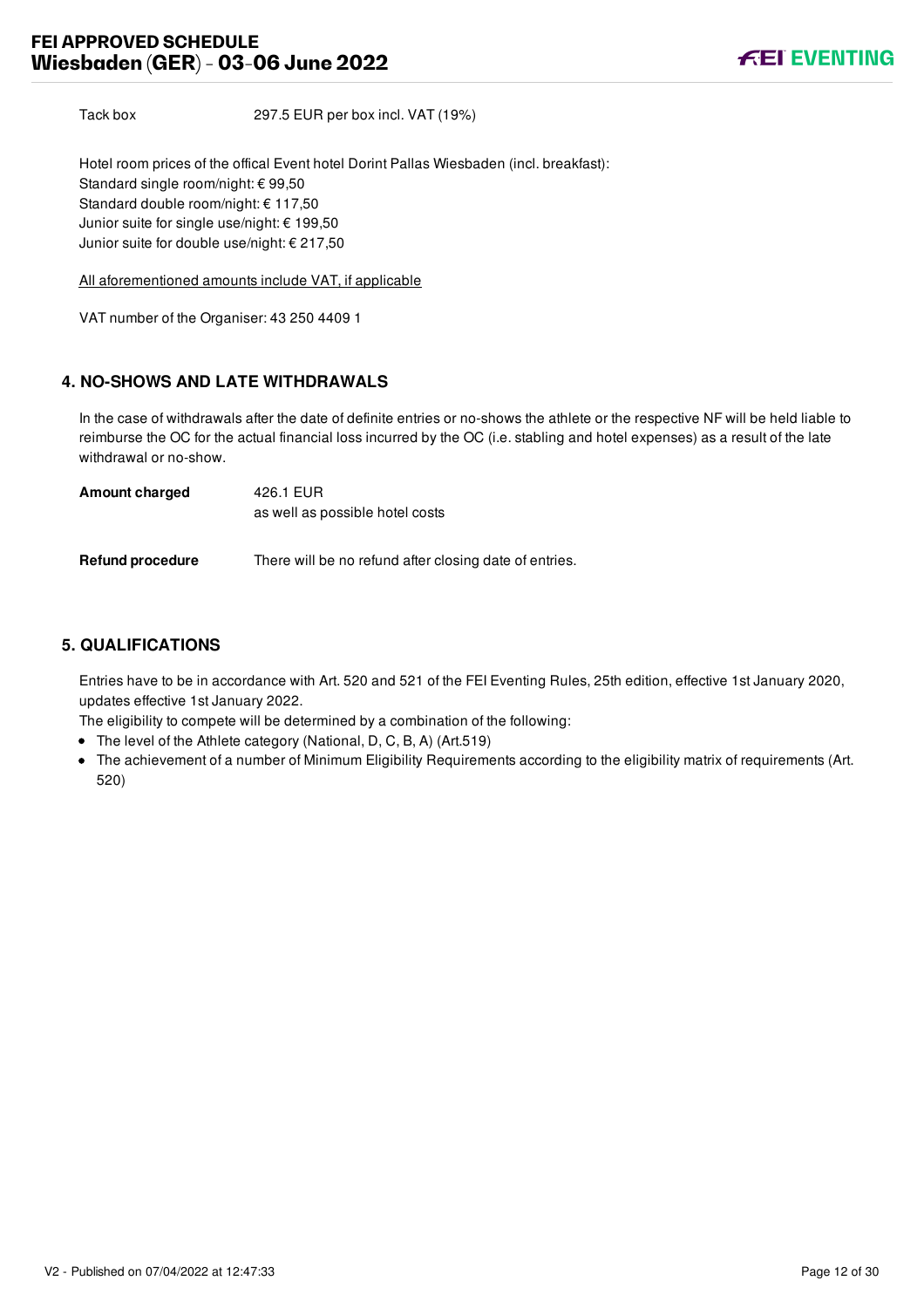| | |
|---|---|
| Tack box | 297.5 EUR per box incl. VAT (19%) |

Hotel room prices of the offical Event hotel Dorint Pallas Wiesbaden (incl. breakfast):
Standard single room/night: € 99,50
Standard double room/night: € 117,50
Junior suite for single use/night: € 199,50
Junior suite for double use/night: € 217,50

All aforementioned amounts include VAT, if applicable

VAT number of the Organiser: 43 250 4409 1

## 4. NO-SHOWS AND LATE WITHDRAWALS

In the case of withdrawals after the date of definite entries or no-shows the athlete or the respective NF will be held liable to reimburse the OC for the actual financial loss incurred by the OC (i.e. stabling and hotel expenses) as a result of the late withdrawal or no-show.

| | |
|---|---|
| **Amount charged** | 426.1 EUR<br>as well as possible hotel costs |
| **Refund procedure** | There will be no refund after closing date of entries. |

## 5. QUALIFICATIONS

Entries have to be in accordance with Art. 520 and 521 of the FEI Eventing Rules, 25th edition, effective 1st January 2020, updates effective 1st January 2022.

The eligibility to compete will be determined by a combination of the following:

- The level of the Athlete category (National, D, C, B, A) (Art.519)
- The achievement of a number of Minimum Eligibility Requirements according to the eligibility matrix of requirements (Art. 520)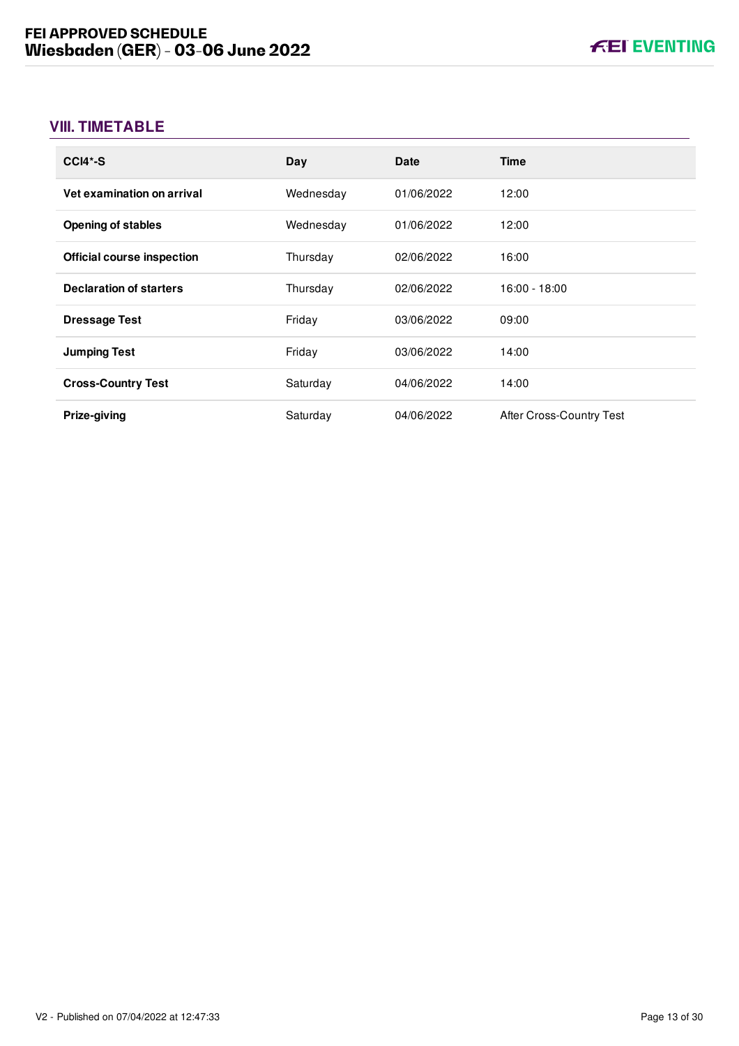## VIII. TIMETABLE

| CCI4*-S | Day | Date | Time |
|---|---|---|---|
| **Vet examination on arrival** | Wednesday | 01/06/2022 | 12:00 |
| **Opening of stables** | Wednesday | 01/06/2022 | 12:00 |
| **Official course inspection** | Thursday | 02/06/2022 | 16:00 |
| **Declaration of starters** | Thursday | 02/06/2022 | 16:00 - 18:00 |
| **Dressage Test** | Friday | 03/06/2022 | 09:00 |
| **Jumping Test** | Friday | 03/06/2022 | 14:00 |
| **Cross-Country Test** | Saturday | 04/06/2022 | 14:00 |
| **Prize-giving** | Saturday | 04/06/2022 | After Cross-Country Test |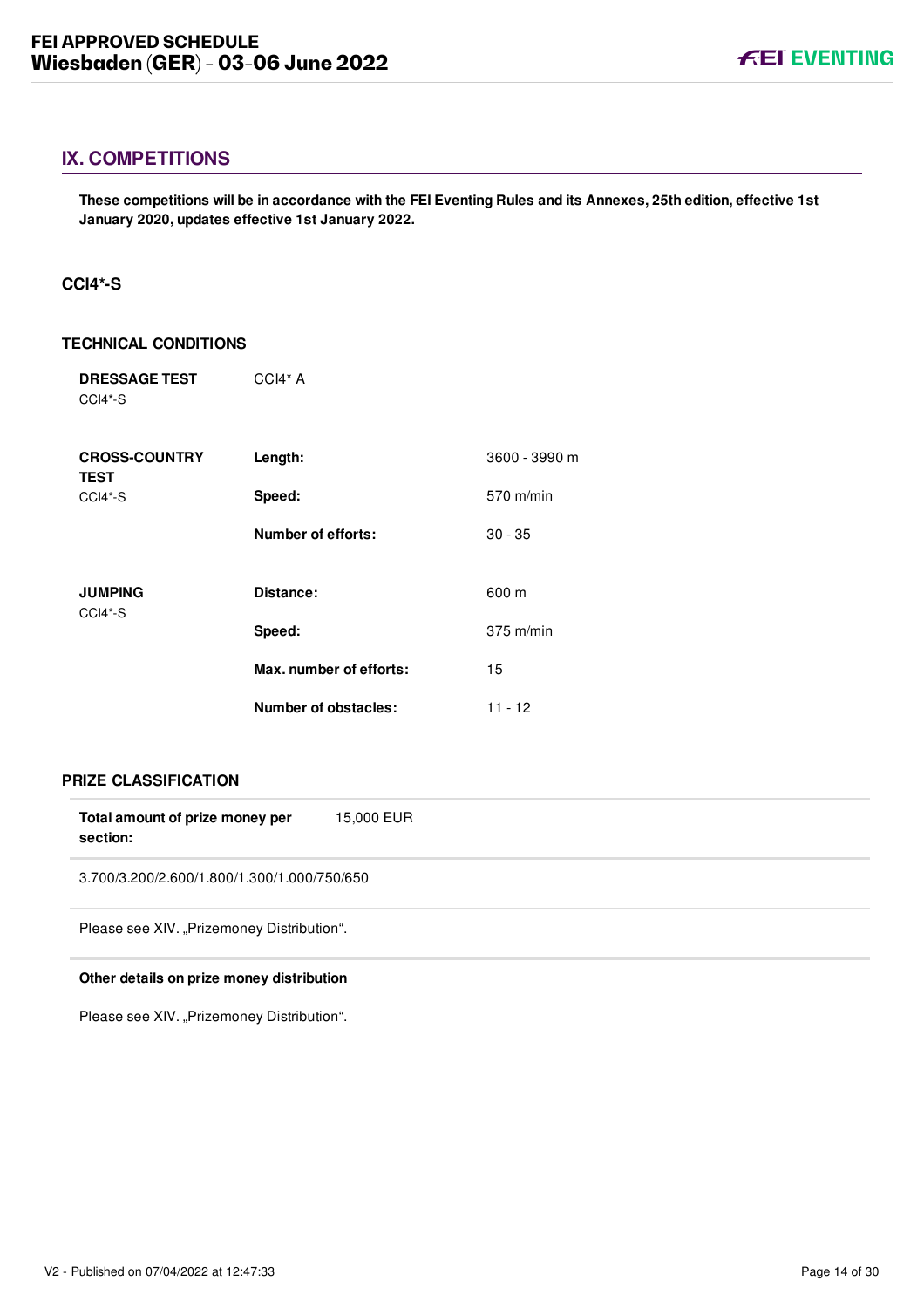## IX. COMPETITIONS

**These competitions will be in accordance with the FEI Eventing Rules and its Annexes, 25th edition, effective 1st January 2020, updates effective 1st January 2022.**

### CCI4*-S

#### TECHNICAL CONDITIONS

| | | |
|---|---|---|
| **DRESSAGE TEST** CCI4*-S | CCI4* A | |
| **CROSS-COUNTRY TEST** CCI4*-S | **Length:** | 3600 - 3990 m |
| | **Speed:** | 570 m/min |
| | **Number of efforts:** | 30 - 35 |
| **JUMPING** CCI4*-S | **Distance:** | 600 m |
| | **Speed:** | 375 m/min |
| | **Max. number of efforts:** | 15 |
| | **Number of obstacles:** | 11 - 12 |

#### PRIZE CLASSIFICATION

| | |
|---|---|
| **Total amount of prize money per section:** | 15,000 EUR |

3.700/3.200/2.600/1.800/1.300/1.000/750/650

Please see XIV. „Prizemoney Distribution".

**Other details on prize money distribution**

Please see XIV. „Prizemoney Distribution".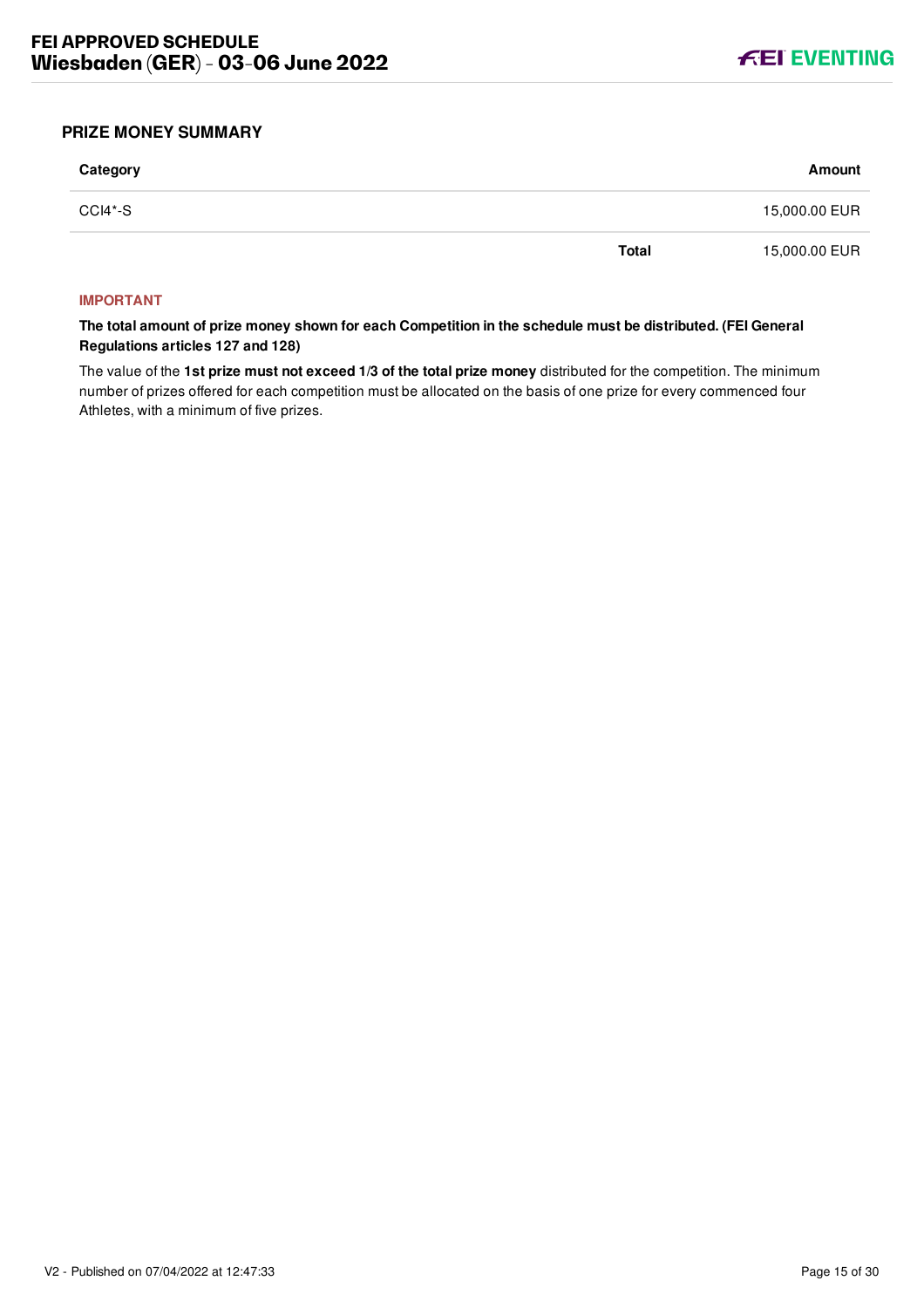## PRIZE MONEY SUMMARY

| Category | | Amount |
|---|---|---|
| CCI4*-S | | 15,000.00 EUR |
| | **Total** | 15,000.00 EUR |

**IMPORTANT**

**The total amount of prize money shown for each Competition in the schedule must be distributed. (FEI General Regulations articles 127 and 128)**

The value of the **1st prize must not exceed 1/3 of the total prize money** distributed for the competition. The minimum number of prizes offered for each competition must be allocated on the basis of one prize for every commenced four Athletes, with a minimum of five prizes.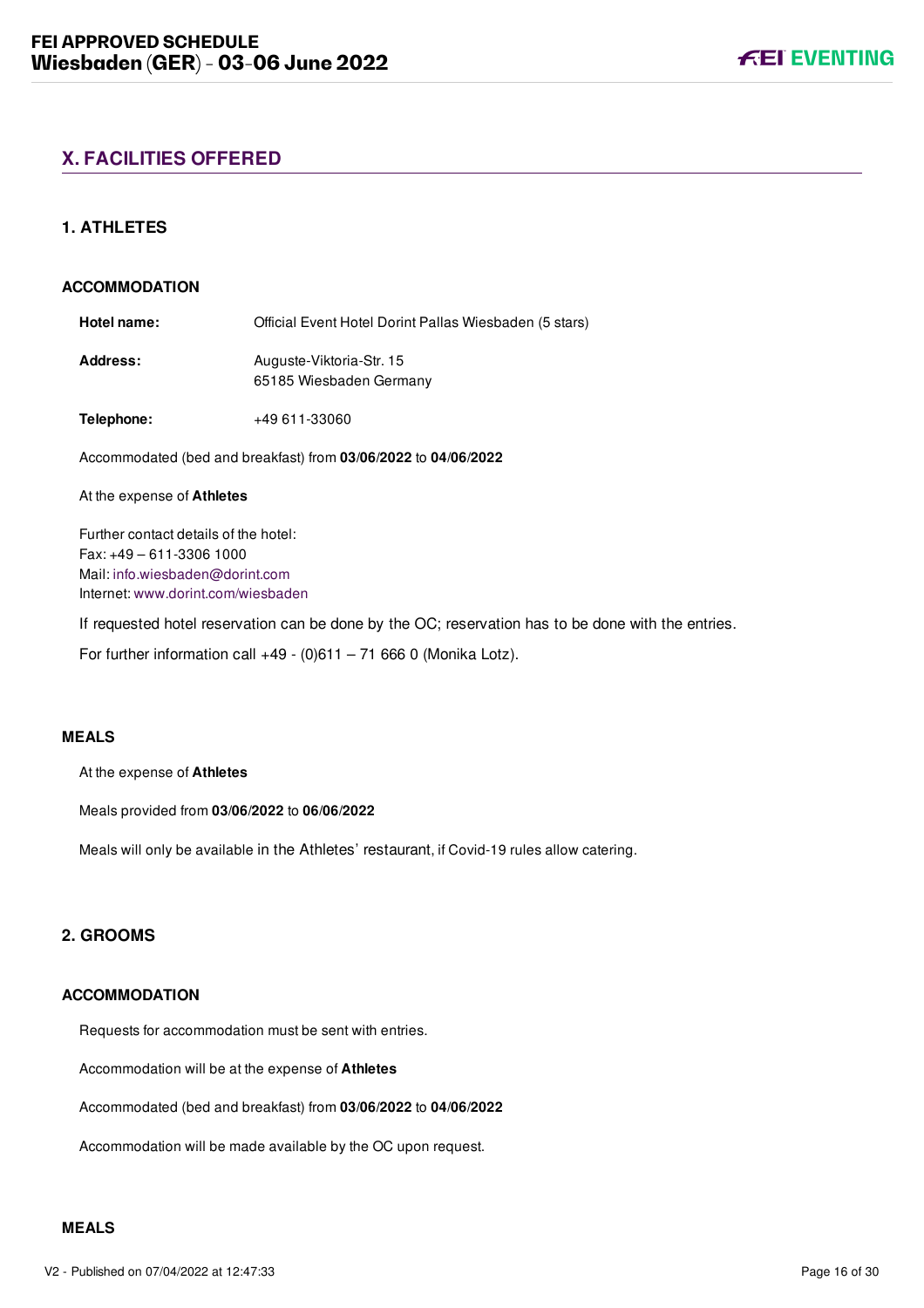## X. FACILITIES OFFERED

### 1. ATHLETES

#### ACCOMMODATION

**Hotel name:** Official Event Hotel Dorint Pallas Wiesbaden (5 stars)

**Address:** Auguste-Viktoria-Str. 15
65185 Wiesbaden Germany

**Telephone:** +49 611-33060

Accommodated (bed and breakfast) from **03/06/2022** to **04/06/2022**

At the expense of **Athletes**

Further contact details of the hotel:
Fax: +49 – 611-3306 1000
Mail: info.wiesbaden@dorint.com
Internet: www.dorint.com/wiesbaden

If requested hotel reservation can be done by the OC; reservation has to be done with the entries.

For further information call +49 - (0)611 – 71 666 0 (Monika Lotz).

#### MEALS

At the expense of **Athletes**

Meals provided from **03/06/2022** to **06/06/2022**

Meals will only be available in the Athletes' restaurant, if Covid-19 rules allow catering.

### 2. GROOMS

#### ACCOMMODATION

Requests for accommodation must be sent with entries.

Accommodation will be at the expense of **Athletes**

Accommodated (bed and breakfast) from **03/06/2022** to **04/06/2022**

Accommodation will be made available by the OC upon request.

#### MEALS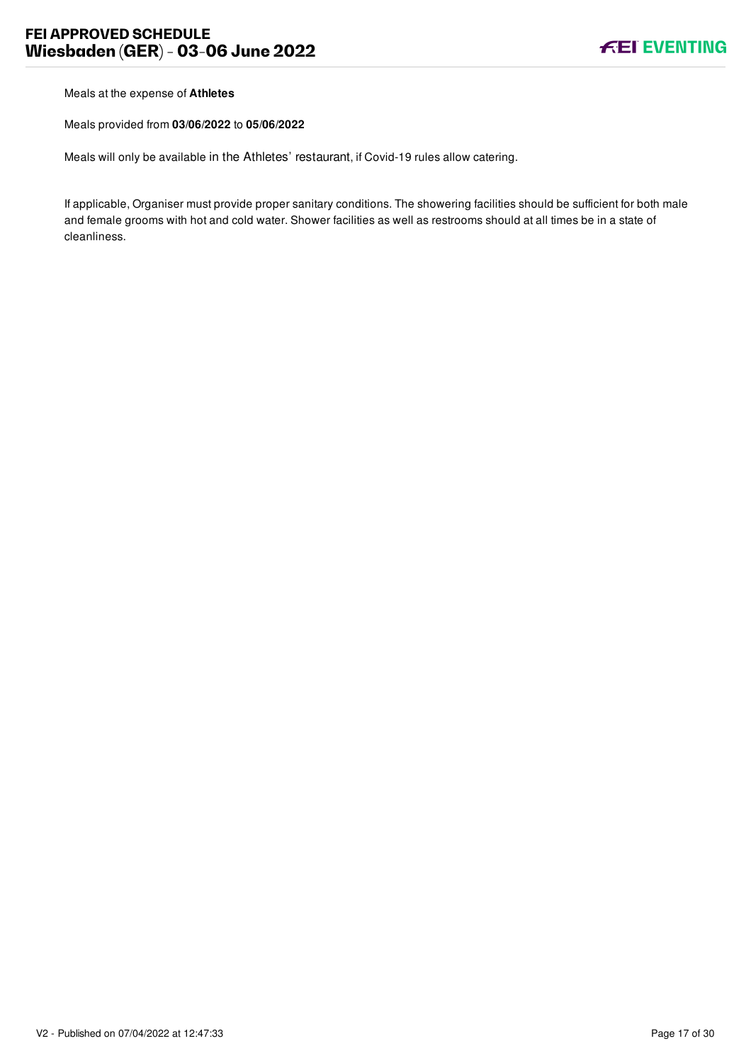Meals at the expense of **Athletes**

Meals provided from **03/06/2022** to **05/06/2022**

Meals will only be available in the Athletes' restaurant, if Covid-19 rules allow catering.

If applicable, Organiser must provide proper sanitary conditions. The showering facilities should be sufficient for both male and female grooms with hot and cold water. Shower facilities as well as restrooms should at all times be in a state of cleanliness.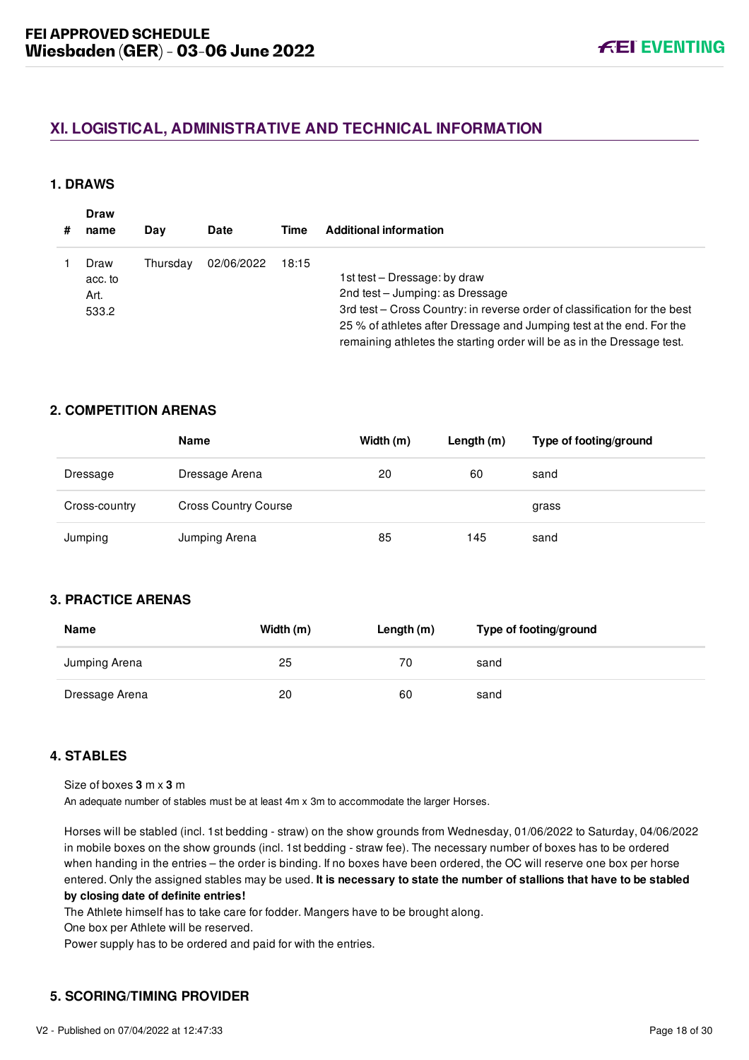## XI. LOGISTICAL, ADMINISTRATIVE AND TECHNICAL INFORMATION

### 1. DRAWS

| # | Draw name | Day | Date | Time | Additional information |
|---|---|---|---|---|---|
| 1 | Draw acc. to Art. 533.2 | Thursday | 02/06/2022 | 18:15 | 1st test – Dressage: by draw<br>2nd test – Jumping: as Dressage<br>3rd test – Cross Country: in reverse order of classification for the best 25 % of athletes after Dressage and Jumping test at the end. For the remaining athletes the starting order will be as in the Dressage test. |

### 2. COMPETITION ARENAS

| | Name | Width (m) | Length (m) | Type of footing/ground |
|---|---|---|---|---|
| Dressage | Dressage Arena | 20 | 60 | sand |
| Cross-country | Cross Country Course | | | grass |
| Jumping | Jumping Arena | 85 | 145 | sand |

### 3. PRACTICE ARENAS

| Name | Width (m) | Length (m) | Type of footing/ground |
|---|---|---|---|
| Jumping Arena | 25 | 70 | sand |
| Dressage Arena | 20 | 60 | sand |

### 4. STABLES

Size of boxes **3** m x **3** m

An adequate number of stables must be at least 4m x 3m to accommodate the larger Horses.

Horses will be stabled (incl. 1st bedding - straw) on the show grounds from Wednesday, 01/06/2022 to Saturday, 04/06/2022 in mobile boxes on the show grounds (incl. 1st bedding - straw fee). The necessary number of boxes has to be ordered when handing in the entries – the order is binding. If no boxes have been ordered, the OC will reserve one box per horse entered. Only the assigned stables may be used. **It is necessary to state the number of stallions that have to be stabled by closing date of definite entries!**

The Athlete himself has to take care for fodder. Mangers have to be brought along.

One box per Athlete will be reserved.

Power supply has to be ordered and paid for with the entries.

### 5. SCORING/TIMING PROVIDER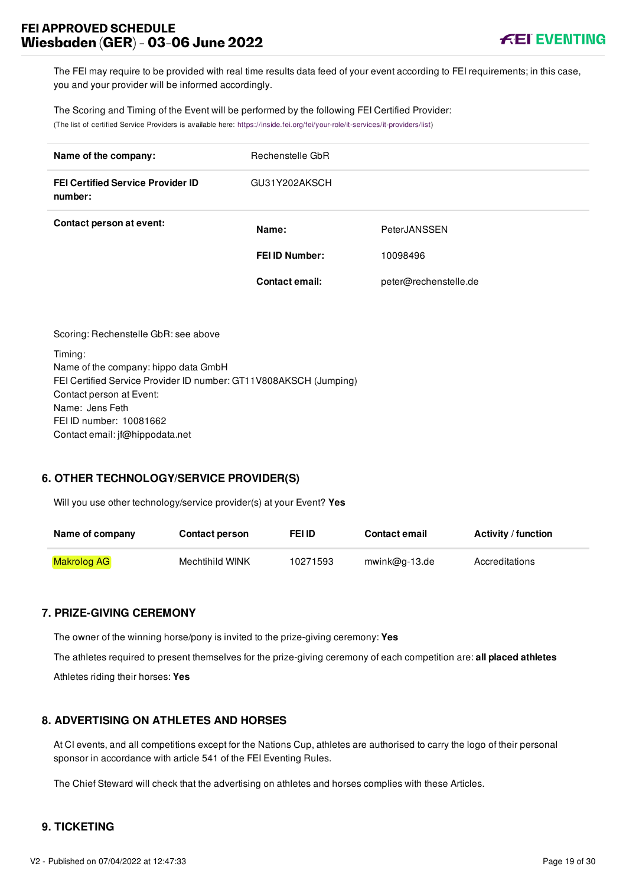The FEI may require to be provided with real time results data feed of your event according to FEI requirements; in this case, you and your provider will be informed accordingly.

The Scoring and Timing of the Event will be performed by the following FEI Certified Provider:
(The list of certified Service Providers is available here: https://inside.fei.org/fei/your-role/it-services/it-providers/list)

| | | |
|---|---|---|
| **Name of the company:** | Rechenstelle GbR | |
| **FEI Certified Service Provider ID number:** | GU31Y202AKSCH | |
| **Contact person at event:** | **Name:** | PeterJANSSEN |
| | **FEI ID Number:** | 10098496 |
| | **Contact email:** | peter@rechenstelle.de |

Scoring: Rechenstelle GbR: see above

Timing:
Name of the company: hippo data GmbH
FEI Certified Service Provider ID number: GT11V808AKSCH (Jumping)
Contact person at Event:
Name: Jens Feth
FEI ID number: 10081662
Contact email: jf@hippodata.net

## 6. OTHER TECHNOLOGY/SERVICE PROVIDER(S)

Will you use other technology/service provider(s) at your Event? **Yes**

| Name of company | Contact person | FEI ID | Contact email | Activity / function |
|---|---|---|---|---|
| Makrolog AG | Mechthild WINK | 10271593 | mwink@g-13.de | Accreditations |

## 7. PRIZE-GIVING CEREMONY

The owner of the winning horse/pony is invited to the prize-giving ceremony: **Yes**

The athletes required to present themselves for the prize-giving ceremony of each competition are: **all placed athletes**

Athletes riding their horses: **Yes**

## 8. ADVERTISING ON ATHLETES AND HORSES

At CI events, and all competitions except for the Nations Cup, athletes are authorised to carry the logo of their personal sponsor in accordance with article 541 of the FEI Eventing Rules.

The Chief Steward will check that the advertising on athletes and horses complies with these Articles.

## 9. TICKETING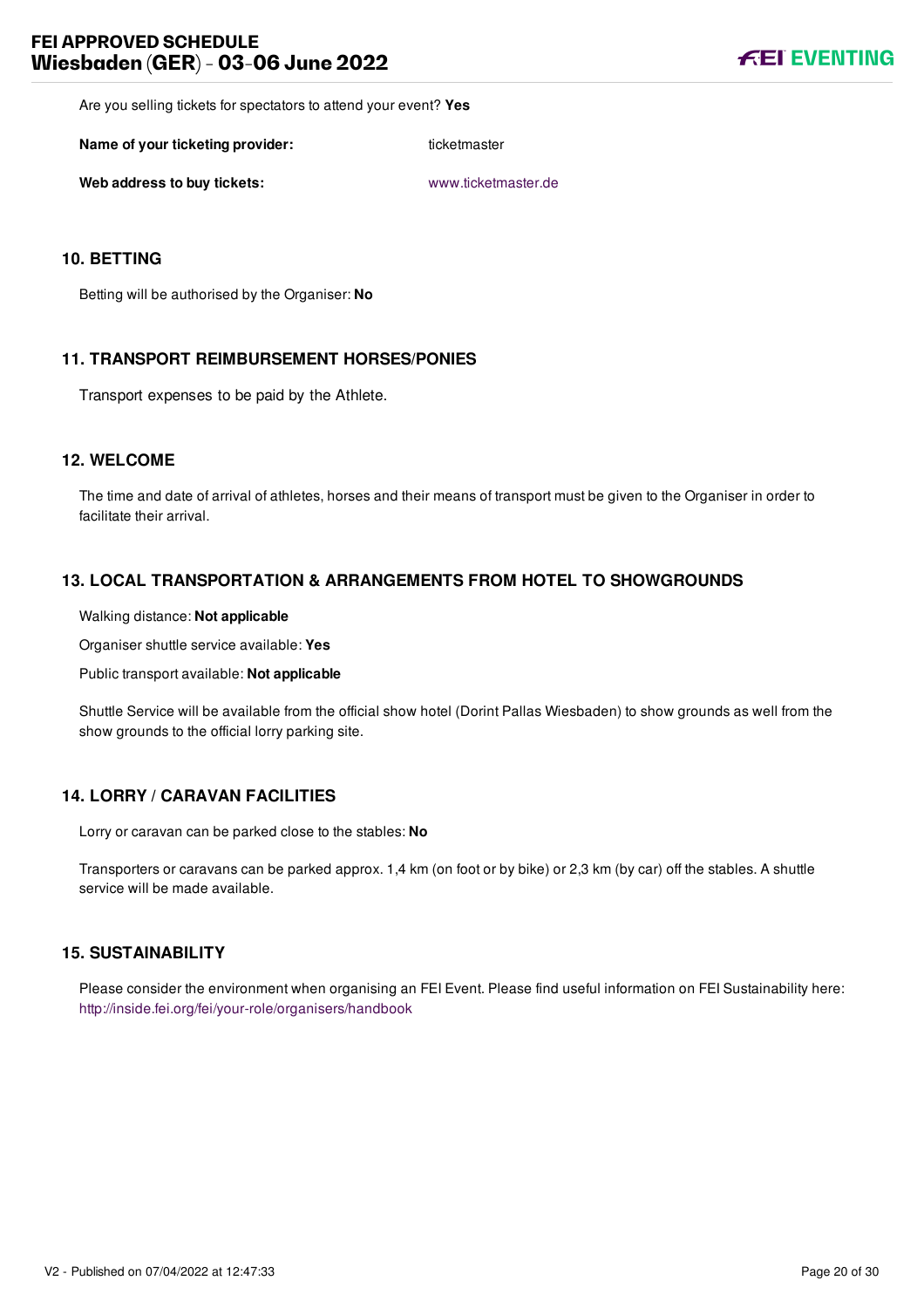Are you selling tickets for spectators to attend your event? **Yes**

| | |
|---|---|
| **Name of your ticketing provider:** | ticketmaster |
| **Web address to buy tickets:** | www.ticketmaster.de |

## 10. BETTING

Betting will be authorised by the Organiser: **No**

## 11. TRANSPORT REIMBURSEMENT HORSES/PONIES

Transport expenses to be paid by the Athlete.

## 12. WELCOME

The time and date of arrival of athletes, horses and their means of transport must be given to the Organiser in order to facilitate their arrival.

## 13. LOCAL TRANSPORTATION & ARRANGEMENTS FROM HOTEL TO SHOWGROUNDS

Walking distance: **Not applicable**

Organiser shuttle service available: **Yes**

Public transport available: **Not applicable**

Shuttle Service will be available from the official show hotel (Dorint Pallas Wiesbaden) to show grounds as well from the show grounds to the official lorry parking site.

## 14. LORRY / CARAVAN FACILITIES

Lorry or caravan can be parked close to the stables: **No**

Transporters or caravans can be parked approx. 1,4 km (on foot or by bike) or 2,3 km (by car) off the stables. A shuttle service will be made available.

## 15. SUSTAINABILITY

Please consider the environment when organising an FEI Event. Please find useful information on FEI Sustainability here: http://inside.fei.org/fei/your-role/organisers/handbook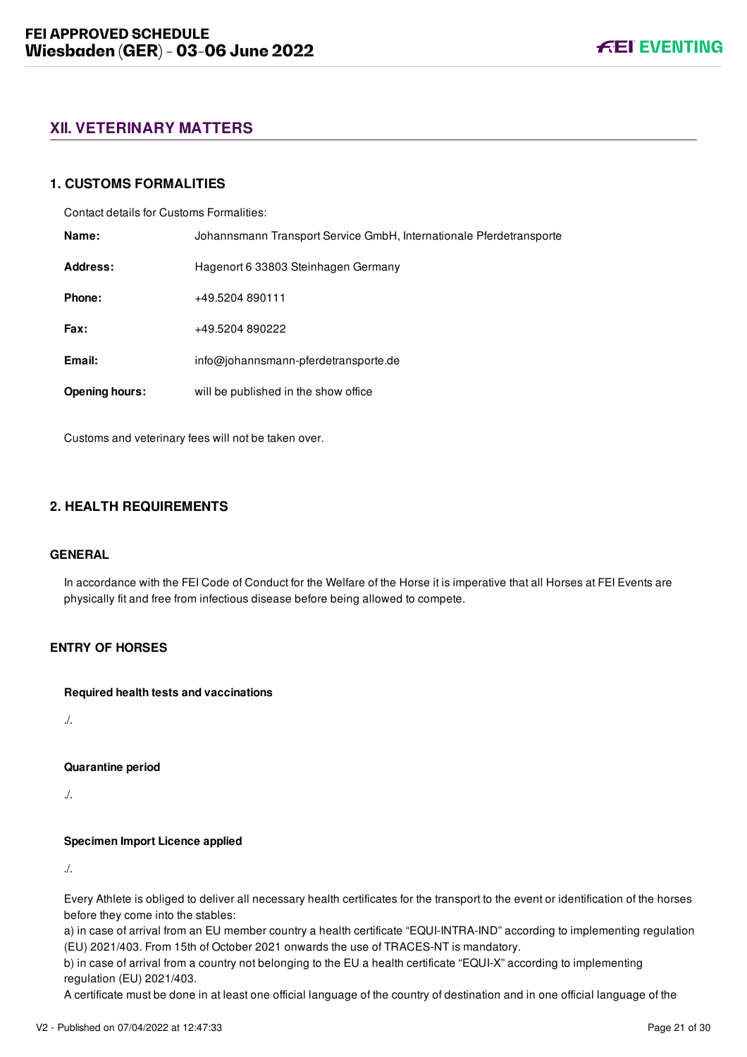## XII. VETERINARY MATTERS

### 1. CUSTOMS FORMALITIES

Contact details for Customs Formalities:

| | |
|---|---|
| **Name:** | Johannsmann Transport Service GmbH, Internationale Pferdetransporte |
| **Address:** | Hagenort 6 33803 Steinhagen Germany |
| **Phone:** | +49.5204 890111 |
| **Fax:** | +49.5204 890222 |
| **Email:** | info@johannsmann-pferdetransporte.de |
| **Opening hours:** | will be published in the show office |

Customs and veterinary fees will not be taken over.

### 2. HEALTH REQUIREMENTS

#### GENERAL

In accordance with the FEI Code of Conduct for the Welfare of the Horse it is imperative that all Horses at FEI Events are physically fit and free from infectious disease before being allowed to compete.

#### ENTRY OF HORSES

**Required health tests and vaccinations**

./.

**Quarantine period**

./.

**Specimen Import Licence applied**

./.

Every Athlete is obliged to deliver all necessary health certificates for the transport to the event or identification of the horses before they come into the stables:
a) in case of arrival from an EU member country a health certificate “EQUI-INTRA-IND” according to implementing regulation (EU) 2021/403. From 15th of October 2021 onwards the use of TRACES-NT is mandatory.
b) in case of arrival from a country not belonging to the EU a health certificate “EQUI-X” according to implementing regulation (EU) 2021/403.
A certificate must be done in at least one official language of the country of destination and in one official language of the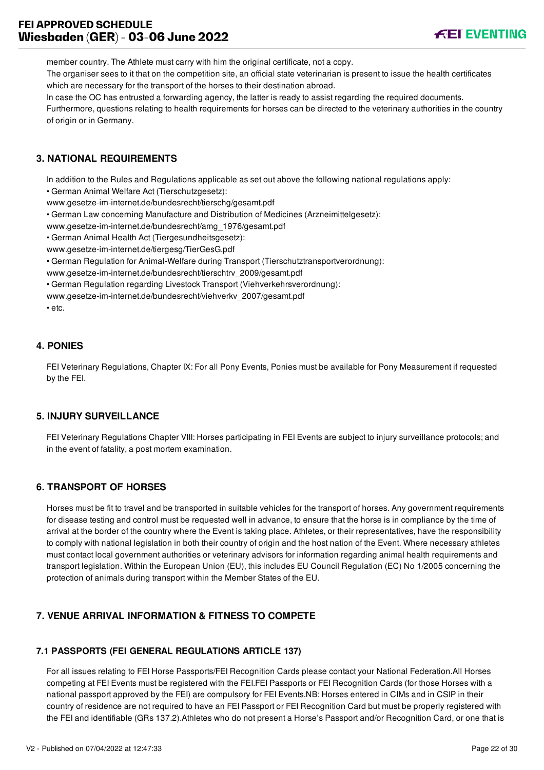member country. The Athlete must carry with him the original certificate, not a copy.
The organiser sees to it that on the competition site, an official state veterinarian is present to issue the health certificates which are necessary for the transport of the horses to their destination abroad.
In case the OC has entrusted a forwarding agency, the latter is ready to assist regarding the required documents.
Furthermore, questions relating to health requirements for horses can be directed to the veterinary authorities in the country of origin or in Germany.

## 3. NATIONAL REQUIREMENTS

In addition to the Rules and Regulations applicable as set out above the following national regulations apply:

• German Animal Welfare Act (Tierschutzgesetz):
www.gesetze-im-internet.de/bundesrecht/tierschg/gesamt.pdf
• German Law concerning Manufacture and Distribution of Medicines (Arzneimittelgesetz):
www.gesetze-im-internet.de/bundesrecht/amg_1976/gesamt.pdf
• German Animal Health Act (Tiergesundheitsgesetz):
www.gesetze-im-internet.de/tiergesg/TierGesG.pdf
• German Regulation for Animal-Welfare during Transport (Tierschutztransportverordnung):
www.gesetze-im-internet.de/bundesrecht/tierschtrv_2009/gesamt.pdf
• German Regulation regarding Livestock Transport (Viehverkehrsverordnung):
www.gesetze-im-internet.de/bundesrecht/viehverkv_2007/gesamt.pdf
• etc.

## 4. PONIES

FEI Veterinary Regulations, Chapter IX: For all Pony Events, Ponies must be available for Pony Measurement if requested by the FEI.

## 5. INJURY SURVEILLANCE

FEI Veterinary Regulations Chapter VIII: Horses participating in FEI Events are subject to injury surveillance protocols; and in the event of fatality, a post mortem examination.

## 6. TRANSPORT OF HORSES

Horses must be fit to travel and be transported in suitable vehicles for the transport of horses. Any government requirements for disease testing and control must be requested well in advance, to ensure that the horse is in compliance by the time of arrival at the border of the country where the Event is taking place. Athletes, or their representatives, have the responsibility to comply with national legislation in both their country of origin and the host nation of the Event. Where necessary athletes must contact local government authorities or veterinary advisors for information regarding animal health requirements and transport legislation. Within the European Union (EU), this includes EU Council Regulation (EC) No 1/2005 concerning the protection of animals during transport within the Member States of the EU.

## 7. VENUE ARRIVAL INFORMATION & FITNESS TO COMPETE

### 7.1 PASSPORTS (FEI GENERAL REGULATIONS ARTICLE 137)

For all issues relating to FEI Horse Passports/FEI Recognition Cards please contact your National Federation.All Horses competing at FEI Events must be registered with the FEI.FEI Passports or FEI Recognition Cards (for those Horses with a national passport approved by the FEI) are compulsory for FEI Events.NB: Horses entered in CIMs and in CSIP in their country of residence are not required to have an FEI Passport or FEI Recognition Card but must be properly registered with the FEI and identifiable (GRs 137.2).Athletes who do not present a Horse's Passport and/or Recognition Card, or one that is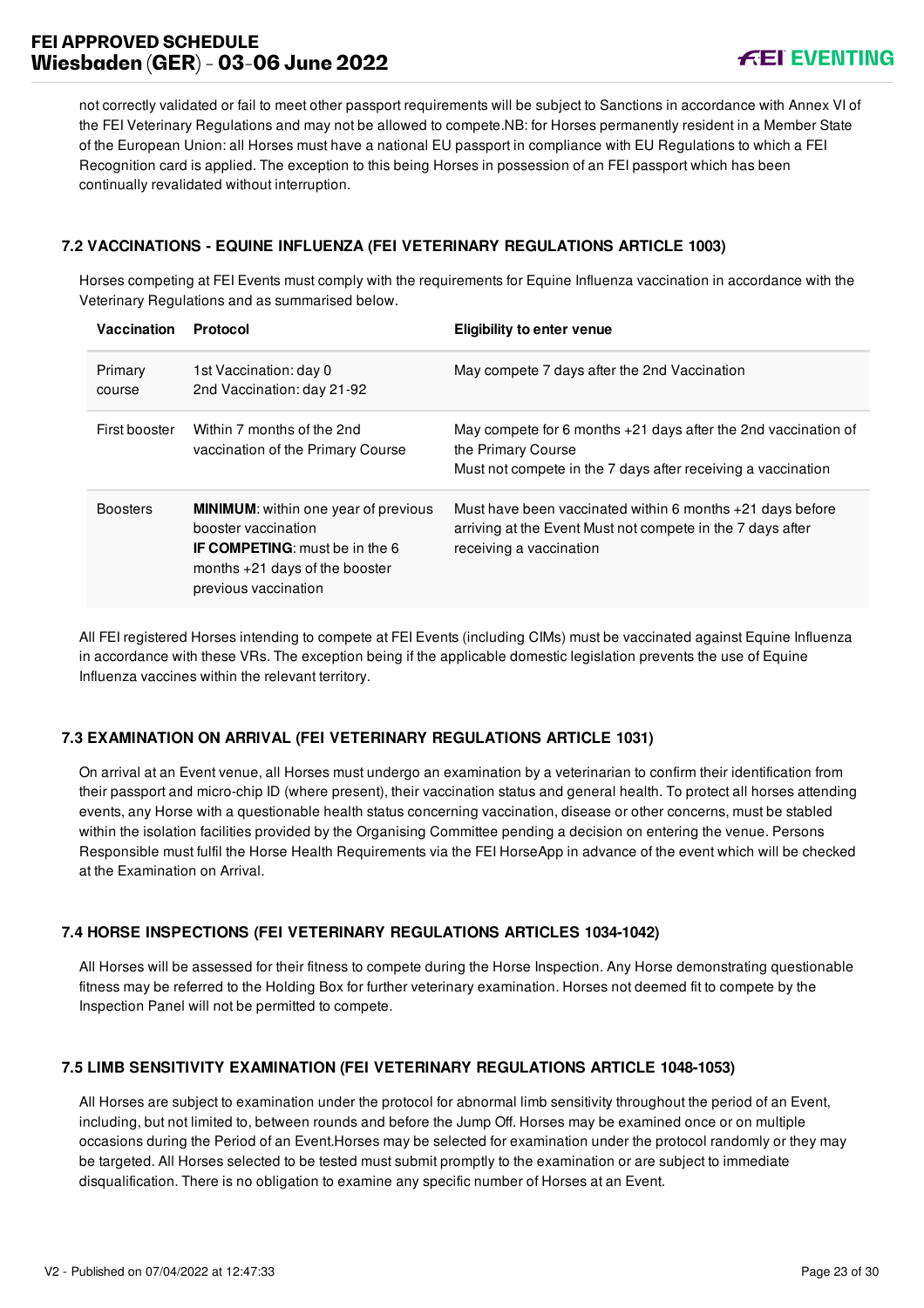not correctly validated or fail to meet other passport requirements will be subject to Sanctions in accordance with Annex VI of the FEI Veterinary Regulations and may not be allowed to compete.NB: for Horses permanently resident in a Member State of the European Union: all Horses must have a national EU passport in compliance with EU Regulations to which a FEI Recognition card is applied. The exception to this being Horses in possession of an FEI passport which has been continually revalidated without interruption.

### 7.2 VACCINATIONS - EQUINE INFLUENZA (FEI VETERINARY REGULATIONS ARTICLE 1003)

Horses competing at FEI Events must comply with the requirements for Equine Influenza vaccination in accordance with the Veterinary Regulations and as summarised below.

| Vaccination | Protocol | Eligibility to enter venue |
|---|---|---|
| Primary course | 1st Vaccination: day 0<br>2nd Vaccination: day 21-92 | May compete 7 days after the 2nd Vaccination |
| First booster | Within 7 months of the 2nd vaccination of the Primary Course | May compete for 6 months +21 days after the 2nd vaccination of the Primary Course<br>Must not compete in the 7 days after receiving a vaccination |
| Boosters | **MINIMUM**: within one year of previous booster vaccination<br>**IF COMPETING**: must be in the 6 months +21 days of the booster previous vaccination | Must have been vaccinated within 6 months +21 days before arriving at the Event Must not compete in the 7 days after receiving a vaccination |

All FEI registered Horses intending to compete at FEI Events (including CIMs) must be vaccinated against Equine Influenza in accordance with these VRs. The exception being if the applicable domestic legislation prevents the use of Equine Influenza vaccines within the relevant territory.

### 7.3 EXAMINATION ON ARRIVAL (FEI VETERINARY REGULATIONS ARTICLE 1031)

On arrival at an Event venue, all Horses must undergo an examination by a veterinarian to confirm their identification from their passport and micro-chip ID (where present), their vaccination status and general health. To protect all horses attending events, any Horse with a questionable health status concerning vaccination, disease or other concerns, must be stabled within the isolation facilities provided by the Organising Committee pending a decision on entering the venue. Persons Responsible must fulfil the Horse Health Requirements via the FEI HorseApp in advance of the event which will be checked at the Examination on Arrival.

### 7.4 HORSE INSPECTIONS (FEI VETERINARY REGULATIONS ARTICLES 1034-1042)

All Horses will be assessed for their fitness to compete during the Horse Inspection. Any Horse demonstrating questionable fitness may be referred to the Holding Box for further veterinary examination. Horses not deemed fit to compete by the Inspection Panel will not be permitted to compete.

### 7.5 LIMB SENSITIVITY EXAMINATION (FEI VETERINARY REGULATIONS ARTICLE 1048-1053)

All Horses are subject to examination under the protocol for abnormal limb sensitivity throughout the period of an Event, including, but not limited to, between rounds and before the Jump Off. Horses may be examined once or on multiple occasions during the Period of an Event.Horses may be selected for examination under the protocol randomly or they may be targeted. All Horses selected to be tested must submit promptly to the examination or are subject to immediate disqualification. There is no obligation to examine any specific number of Horses at an Event.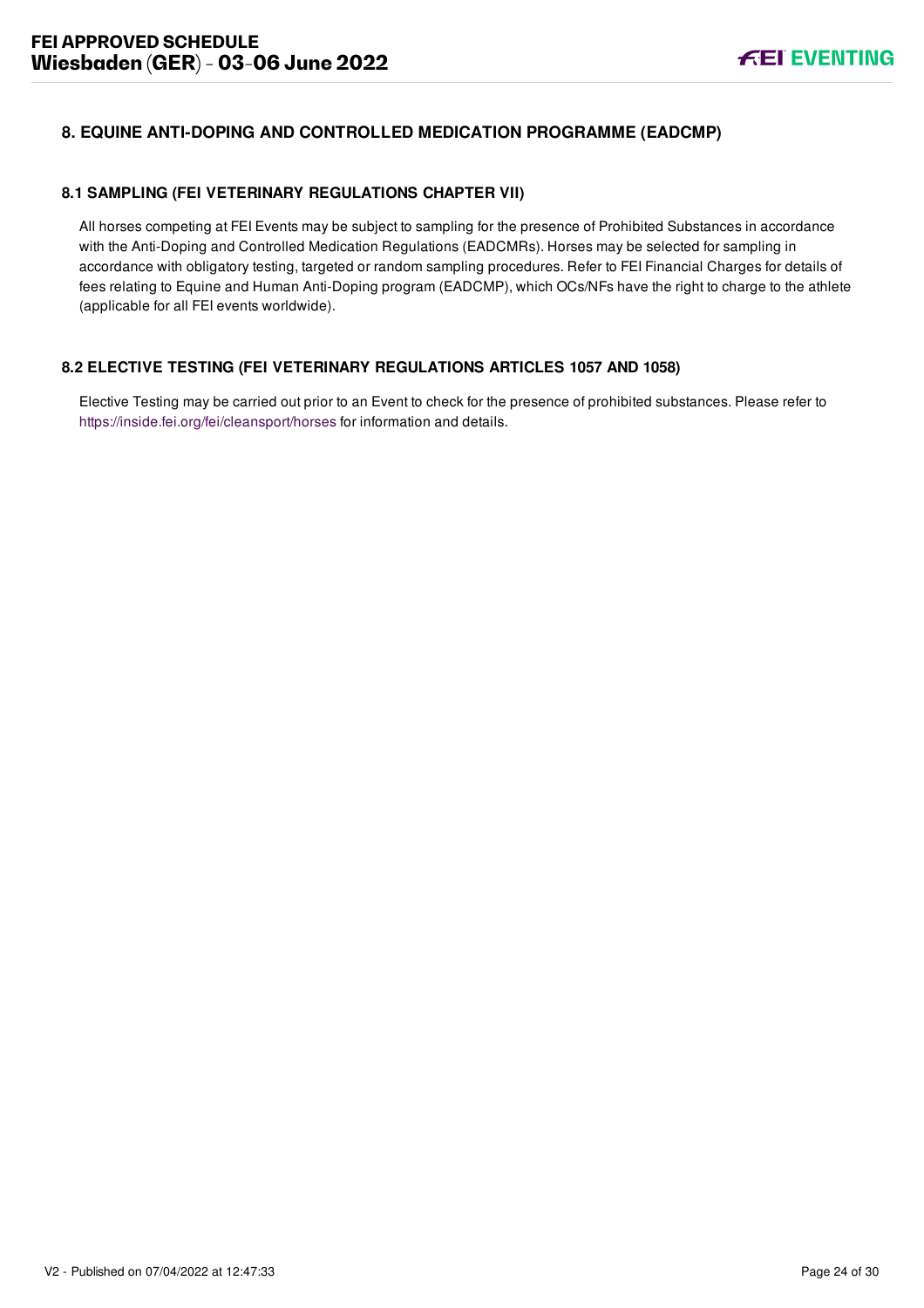## 8. EQUINE ANTI-DOPING AND CONTROLLED MEDICATION PROGRAMME (EADCMP)

### 8.1 SAMPLING (FEI VETERINARY REGULATIONS CHAPTER VII)

All horses competing at FEI Events may be subject to sampling for the presence of Prohibited Substances in accordance with the Anti-Doping and Controlled Medication Regulations (EADCMRs). Horses may be selected for sampling in accordance with obligatory testing, targeted or random sampling procedures. Refer to FEI Financial Charges for details of fees relating to Equine and Human Anti-Doping program (EADCMP), which OCs/NFs have the right to charge to the athlete (applicable for all FEI events worldwide).

### 8.2 ELECTIVE TESTING (FEI VETERINARY REGULATIONS ARTICLES 1057 AND 1058)

Elective Testing may be carried out prior to an Event to check for the presence of prohibited substances. Please refer to https://inside.fei.org/fei/cleansport/horses for information and details.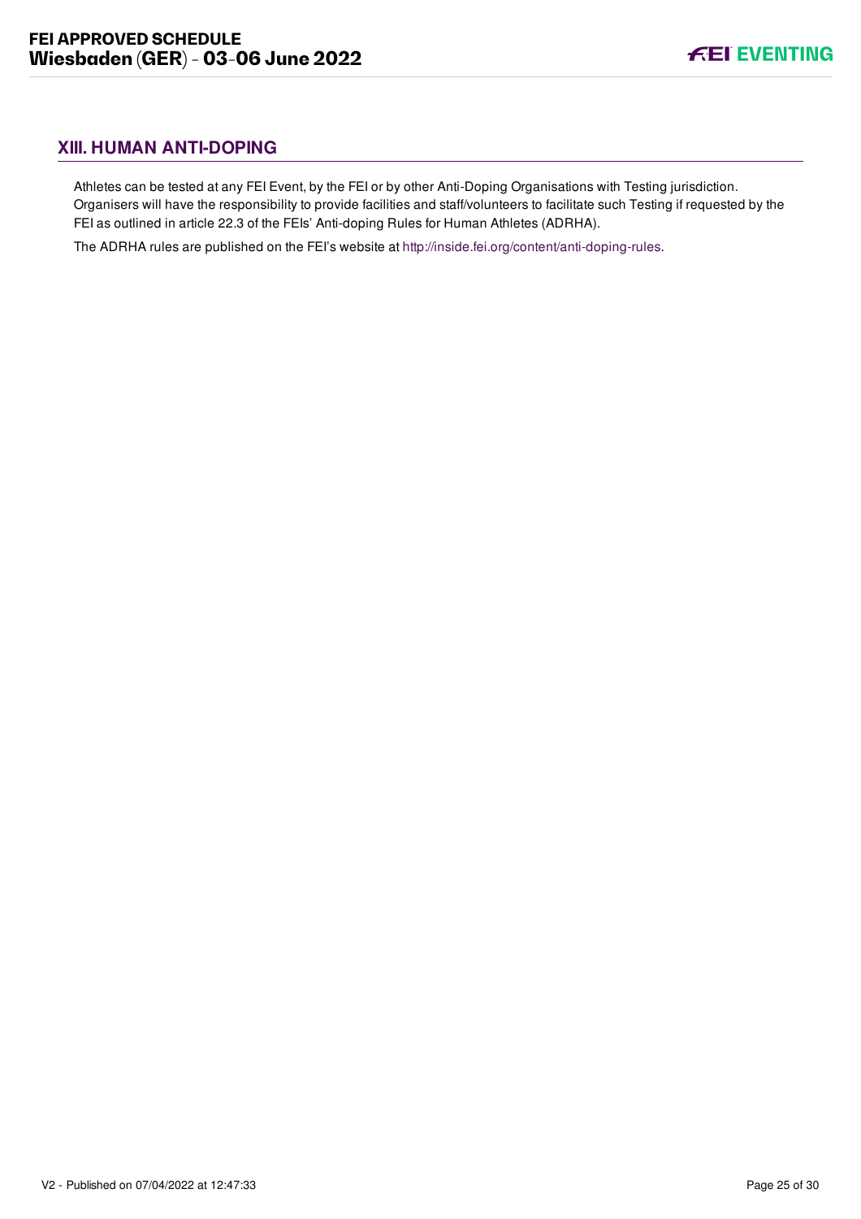## XIII. HUMAN ANTI-DOPING

Athletes can be tested at any FEI Event, by the FEI or by other Anti-Doping Organisations with Testing jurisdiction. Organisers will have the responsibility to provide facilities and staff/volunteers to facilitate such Testing if requested by the FEI as outlined in article 22.3 of the FEIs' Anti-doping Rules for Human Athletes (ADRHA).

The ADRHA rules are published on the FEI's website at http://inside.fei.org/content/anti-doping-rules.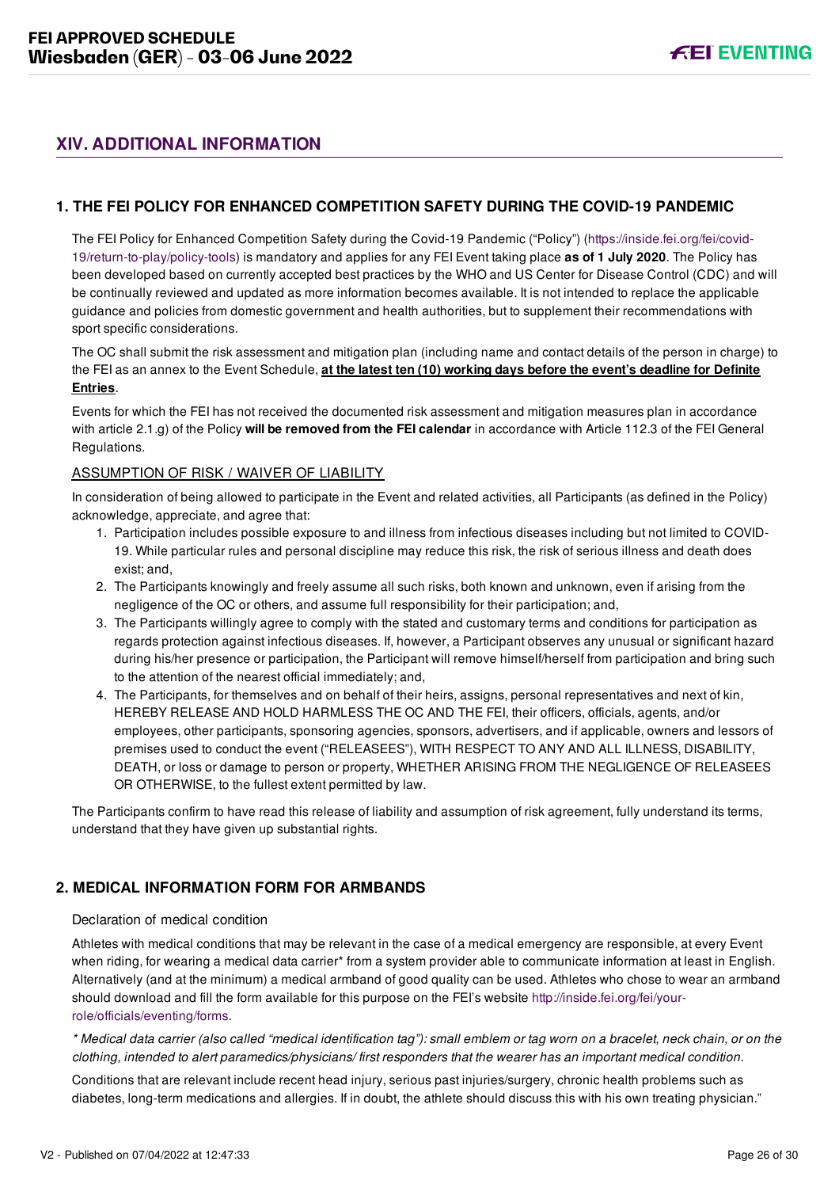## XIV. ADDITIONAL INFORMATION

### 1. THE FEI POLICY FOR ENHANCED COMPETITION SAFETY DURING THE COVID-19 PANDEMIC

The FEI Policy for Enhanced Competition Safety during the Covid-19 Pandemic ("Policy") (https://inside.fei.org/fei/covid-19/return-to-play/policy-tools) is mandatory and applies for any FEI Event taking place **as of 1 July 2020**. The Policy has been developed based on currently accepted best practices by the WHO and US Center for Disease Control (CDC) and will be continually reviewed and updated as more information becomes available. It is not intended to replace the applicable guidance and policies from domestic government and health authorities, but to supplement their recommendations with sport specific considerations.

The OC shall submit the risk assessment and mitigation plan (including name and contact details of the person in charge) to the FEI as an annex to the Event Schedule, **at the latest ten (10) working days before the event's deadline for Definite Entries**.

Events for which the FEI has not received the documented risk assessment and mitigation measures plan in accordance with article 2.1.g) of the Policy **will be removed from the FEI calendar** in accordance with Article 112.3 of the FEI General Regulations.

ASSUMPTION OF RISK / WAIVER OF LIABILITY

In consideration of being allowed to participate in the Event and related activities, all Participants (as defined in the Policy) acknowledge, appreciate, and agree that:

1. Participation includes possible exposure to and illness from infectious diseases including but not limited to COVID-19. While particular rules and personal discipline may reduce this risk, the risk of serious illness and death does exist; and,
2. The Participants knowingly and freely assume all such risks, both known and unknown, even if arising from the negligence of the OC or others, and assume full responsibility for their participation; and,
3. The Participants willingly agree to comply with the stated and customary terms and conditions for participation as regards protection against infectious diseases. If, however, a Participant observes any unusual or significant hazard during his/her presence or participation, the Participant will remove himself/herself from participation and bring such to the attention of the nearest official immediately; and,
4. The Participants, for themselves and on behalf of their heirs, assigns, personal representatives and next of kin, HEREBY RELEASE AND HOLD HARMLESS THE OC AND THE FEI, their officers, officials, agents, and/or employees, other participants, sponsoring agencies, sponsors, advertisers, and if applicable, owners and lessors of premises used to conduct the event ("RELEASEES"), WITH RESPECT TO ANY AND ALL ILLNESS, DISABILITY, DEATH, or loss or damage to person or property, WHETHER ARISING FROM THE NEGLIGENCE OF RELEASEES OR OTHERWISE, to the fullest extent permitted by law.

The Participants confirm to have read this release of liability and assumption of risk agreement, fully understand its terms, understand that they have given up substantial rights.

### 2. MEDICAL INFORMATION FORM FOR ARMBANDS

Declaration of medical condition

Athletes with medical conditions that may be relevant in the case of a medical emergency are responsible, at every Event when riding, for wearing a medical data carrier* from a system provider able to communicate information at least in English. Alternatively (and at the minimum) a medical armband of good quality can be used. Athletes who chose to wear an armband should download and fill the form available for this purpose on the FEI's website http://inside.fei.org/fei/your-role/officials/eventing/forms.

*\* Medical data carrier (also called "medical identification tag"): small emblem or tag worn on a bracelet, neck chain, or on the clothing, intended to alert paramedics/physicians/ first responders that the wearer has an important medical condition.*

Conditions that are relevant include recent head injury, serious past injuries/surgery, chronic health problems such as diabetes, long-term medications and allergies. If in doubt, the athlete should discuss this with his own treating physician."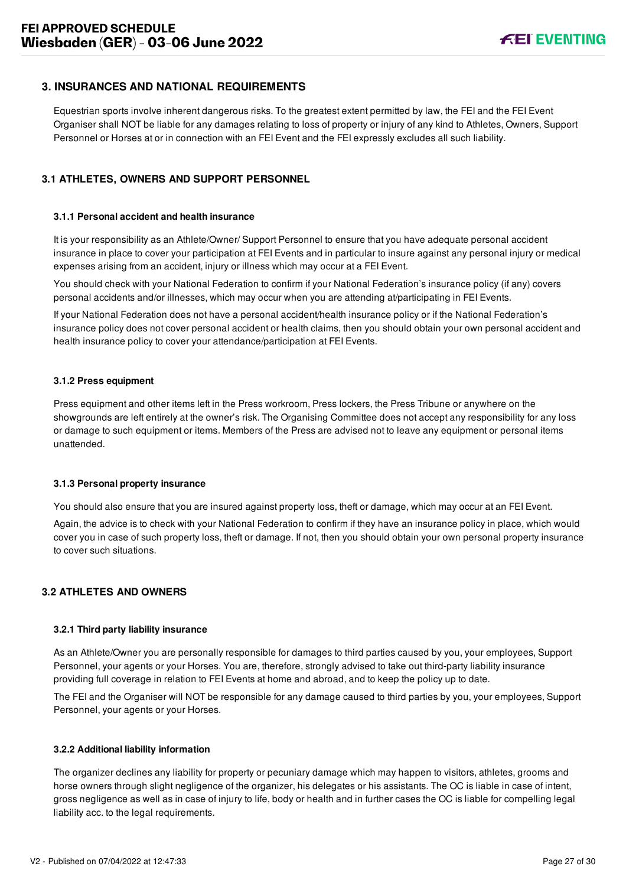## 3. INSURANCES AND NATIONAL REQUIREMENTS

Equestrian sports involve inherent dangerous risks. To the greatest extent permitted by law, the FEI and the FEI Event Organiser shall NOT be liable for any damages relating to loss of property or injury of any kind to Athletes, Owners, Support Personnel or Horses at or in connection with an FEI Event and the FEI expressly excludes all such liability.

### 3.1 ATHLETES, OWNERS AND SUPPORT PERSONNEL

#### 3.1.1 Personal accident and health insurance

It is your responsibility as an Athlete/Owner/ Support Personnel to ensure that you have adequate personal accident insurance in place to cover your participation at FEI Events and in particular to insure against any personal injury or medical expenses arising from an accident, injury or illness which may occur at a FEI Event.

You should check with your National Federation to confirm if your National Federation's insurance policy (if any) covers personal accidents and/or illnesses, which may occur when you are attending at/participating in FEI Events.

If your National Federation does not have a personal accident/health insurance policy or if the National Federation's insurance policy does not cover personal accident or health claims, then you should obtain your own personal accident and health insurance policy to cover your attendance/participation at FEI Events.

#### 3.1.2 Press equipment

Press equipment and other items left in the Press workroom, Press lockers, the Press Tribune or anywhere on the showgrounds are left entirely at the owner's risk. The Organising Committee does not accept any responsibility for any loss or damage to such equipment or items. Members of the Press are advised not to leave any equipment or personal items unattended.

#### 3.1.3 Personal property insurance

You should also ensure that you are insured against property loss, theft or damage, which may occur at an FEI Event.

Again, the advice is to check with your National Federation to confirm if they have an insurance policy in place, which would cover you in case of such property loss, theft or damage. If not, then you should obtain your own personal property insurance to cover such situations.

### 3.2 ATHLETES AND OWNERS

#### 3.2.1 Third party liability insurance

As an Athlete/Owner you are personally responsible for damages to third parties caused by you, your employees, Support Personnel, your agents or your Horses. You are, therefore, strongly advised to take out third-party liability insurance providing full coverage in relation to FEI Events at home and abroad, and to keep the policy up to date.

The FEI and the Organiser will NOT be responsible for any damage caused to third parties by you, your employees, Support Personnel, your agents or your Horses.

#### 3.2.2 Additional liability information

The organizer declines any liability for property or pecuniary damage which may happen to visitors, athletes, grooms and horse owners through slight negligence of the organizer, his delegates or his assistants. The OC is liable in case of intent, gross negligence as well as in case of injury to life, body or health and in further cases the OC is liable for compelling legal liability acc. to the legal requirements.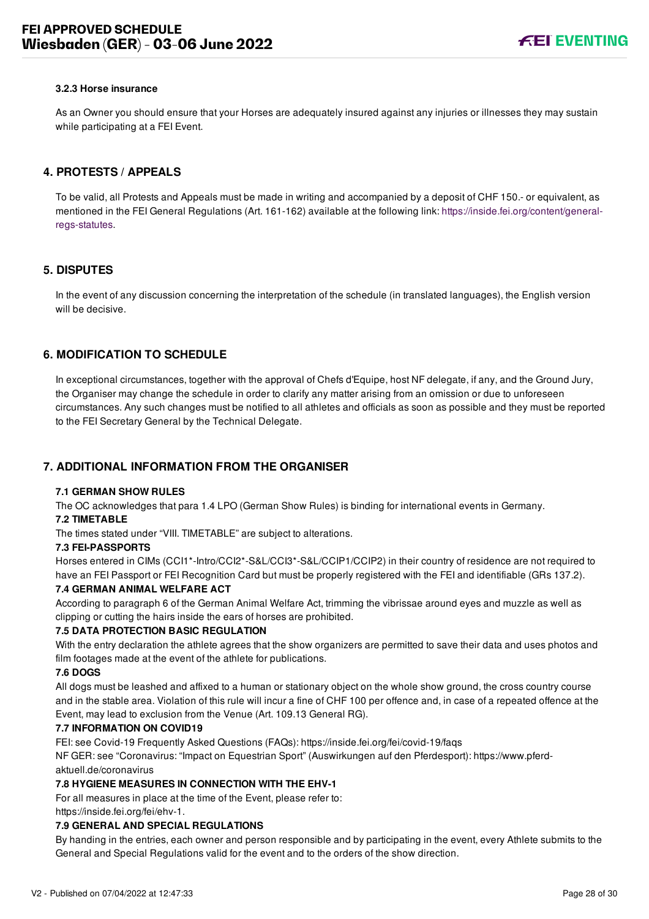#### 3.2.3 Horse insurance

As an Owner you should ensure that your Horses are adequately insured against any injuries or illnesses they may sustain while participating at a FEI Event.

## 4. PROTESTS / APPEALS

To be valid, all Protests and Appeals must be made in writing and accompanied by a deposit of CHF 150.- or equivalent, as mentioned in the FEI General Regulations (Art. 161-162) available at the following link: https://inside.fei.org/content/general-regs-statutes.

## 5. DISPUTES

In the event of any discussion concerning the interpretation of the schedule (in translated languages), the English version will be decisive.

## 6. MODIFICATION TO SCHEDULE

In exceptional circumstances, together with the approval of Chefs d'Equipe, host NF delegate, if any, and the Ground Jury, the Organiser may change the schedule in order to clarify any matter arising from an omission or due to unforeseen circumstances. Any such changes must be notified to all athletes and officials as soon as possible and they must be reported to the FEI Secretary General by the Technical Delegate.

## 7. ADDITIONAL INFORMATION FROM THE ORGANISER

#### 7.1 GERMAN SHOW RULES

The OC acknowledges that para 1.4 LPO (German Show Rules) is binding for international events in Germany.

#### 7.2 TIMETABLE

The times stated under "VIII. TIMETABLE" are subject to alterations.

#### 7.3 FEI-PASSPORTS

Horses entered in CIMs (CCI1*-Intro/CCI2*-S&L/CCI3*-S&L/CCIP1/CCIP2) in their country of residence are not required to have an FEI Passport or FEI Recognition Card but must be properly registered with the FEI and identifiable (GRs 137.2).

#### 7.4 GERMAN ANIMAL WELFARE ACT

According to paragraph 6 of the German Animal Welfare Act, trimming the vibrissae around eyes and muzzle as well as clipping or cutting the hairs inside the ears of horses are prohibited.

#### 7.5 DATA PROTECTION BASIC REGULATION

With the entry declaration the athlete agrees that the show organizers are permitted to save their data and uses photos and film footages made at the event of the athlete for publications.

#### 7.6 DOGS

All dogs must be leashed and affixed to a human or stationary object on the whole show ground, the cross country course and in the stable area. Violation of this rule will incur a fine of CHF 100 per offence and, in case of a repeated offence at the Event, may lead to exclusion from the Venue (Art. 109.13 General RG).

#### 7.7 INFORMATION ON COVID19

FEI: see Covid-19 Frequently Asked Questions (FAQs): https://inside.fei.org/fei/covid-19/faqs

NF GER: see "Coronavirus: "Impact on Equestrian Sport" (Auswirkungen auf den Pferdesport): https://www.pferd-aktuell.de/coronavirus

#### 7.8 HYGIENE MEASURES IN CONNECTION WITH THE EHV-1

For all measures in place at the time of the Event, please refer to:
https://inside.fei.org/fei/ehv-1.

#### 7.9 GENERAL AND SPECIAL REGULATIONS

By handing in the entries, each owner and person responsible and by participating in the event, every Athlete submits to the General and Special Regulations valid for the event and to the orders of the show direction.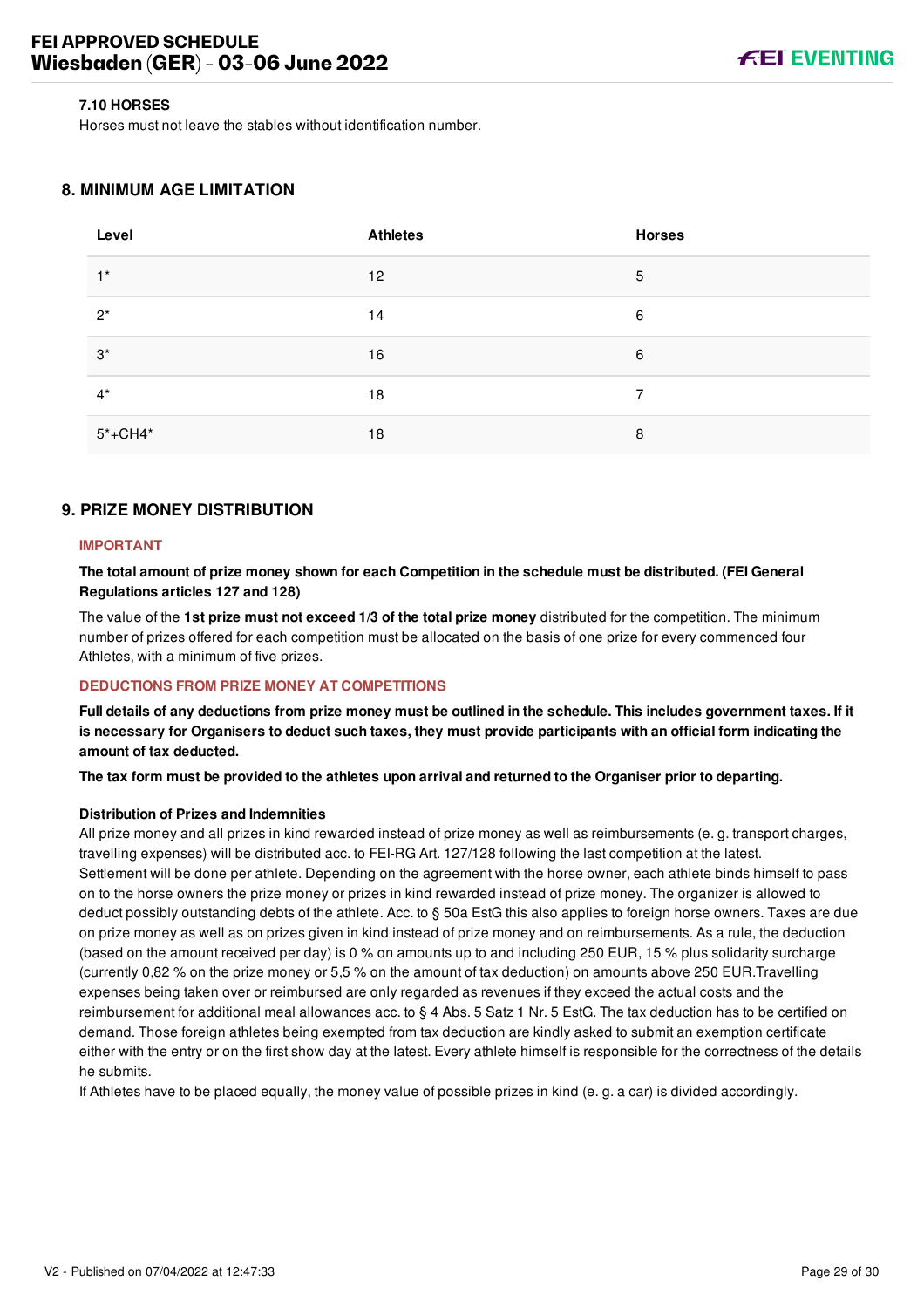### 7.10 HORSES

Horses must not leave the stables without identification number.

## 8. MINIMUM AGE LIMITATION

| Level | Athletes | Horses |
|---|---|---|
| 1* | 12 | 5 |
| 2* | 14 | 6 |
| 3* | 16 | 6 |
| 4* | 18 | 7 |
| 5*+CH4* | 18 | 8 |

## 9. PRIZE MONEY DISTRIBUTION

**IMPORTANT**

**The total amount of prize money shown for each Competition in the schedule must be distributed. (FEI General Regulations articles 127 and 128)**

The value of the **1st prize must not exceed 1/3 of the total prize money** distributed for the competition. The minimum number of prizes offered for each competition must be allocated on the basis of one prize for every commenced four Athletes, with a minimum of five prizes.

**DEDUCTIONS FROM PRIZE MONEY AT COMPETITIONS**

**Full details of any deductions from prize money must be outlined in the schedule. This includes government taxes. If it is necessary for Organisers to deduct such taxes, they must provide participants with an official form indicating the amount of tax deducted.**

**The tax form must be provided to the athletes upon arrival and returned to the Organiser prior to departing.**

**Distribution of Prizes and Indemnities**

All prize money and all prizes in kind rewarded instead of prize money as well as reimbursements (e. g. transport charges, travelling expenses) will be distributed acc. to FEI-RG Art. 127/128 following the last competition at the latest.
Settlement will be done per athlete. Depending on the agreement with the horse owner, each athlete binds himself to pass on to the horse owners the prize money or prizes in kind rewarded instead of prize money. The organizer is allowed to deduct possibly outstanding debts of the athlete. Acc. to § 50a EstG this also applies to foreign horse owners. Taxes are due on prize money as well as on prizes given in kind instead of prize money and on reimbursements. As a rule, the deduction (based on the amount received per day) is 0 % on amounts up to and including 250 EUR, 15 % plus solidarity surcharge (currently 0,82 % on the prize money or 5,5 % on the amount of tax deduction) on amounts above 250 EUR.Travelling expenses being taken over or reimbursed are only regarded as revenues if they exceed the actual costs and the reimbursement for additional meal allowances acc. to § 4 Abs. 5 Satz 1 Nr. 5 EstG. The tax deduction has to be certified on demand. Those foreign athletes being exempted from tax deduction are kindly asked to submit an exemption certificate either with the entry or on the first show day at the latest. Every athlete himself is responsible for the correctness of the details he submits.
If Athletes have to be placed equally, the money value of possible prizes in kind (e. g. a car) is divided accordingly.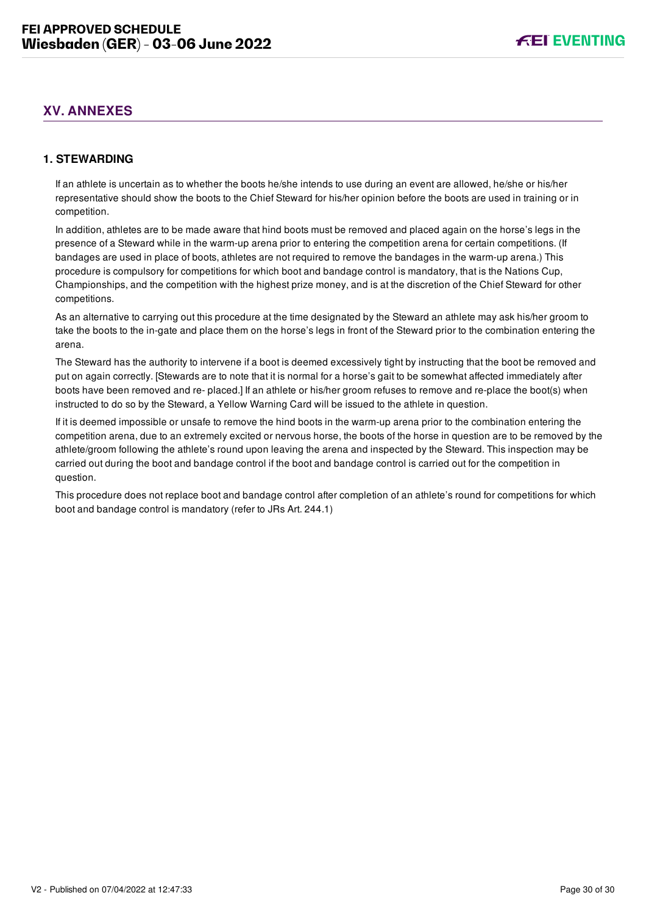## XV. ANNEXES

### 1. STEWARDING

If an athlete is uncertain as to whether the boots he/she intends to use during an event are allowed, he/she or his/her representative should show the boots to the Chief Steward for his/her opinion before the boots are used in training or in competition.

In addition, athletes are to be made aware that hind boots must be removed and placed again on the horse's legs in the presence of a Steward while in the warm-up arena prior to entering the competition arena for certain competitions. (If bandages are used in place of boots, athletes are not required to remove the bandages in the warm-up arena.) This procedure is compulsory for competitions for which boot and bandage control is mandatory, that is the Nations Cup, Championships, and the competition with the highest prize money, and is at the discretion of the Chief Steward for other competitions.

As an alternative to carrying out this procedure at the time designated by the Steward an athlete may ask his/her groom to take the boots to the in-gate and place them on the horse's legs in front of the Steward prior to the combination entering the arena.

The Steward has the authority to intervene if a boot is deemed excessively tight by instructing that the boot be removed and put on again correctly. [Stewards are to note that it is normal for a horse's gait to be somewhat affected immediately after boots have been removed and re- placed.] If an athlete or his/her groom refuses to remove and re-place the boot(s) when instructed to do so by the Steward, a Yellow Warning Card will be issued to the athlete in question.

If it is deemed impossible or unsafe to remove the hind boots in the warm-up arena prior to the combination entering the competition arena, due to an extremely excited or nervous horse, the boots of the horse in question are to be removed by the athlete/groom following the athlete's round upon leaving the arena and inspected by the Steward. This inspection may be carried out during the boot and bandage control if the boot and bandage control is carried out for the competition in question.

This procedure does not replace boot and bandage control after completion of an athlete's round for competitions for which boot and bandage control is mandatory (refer to JRs Art. 244.1)